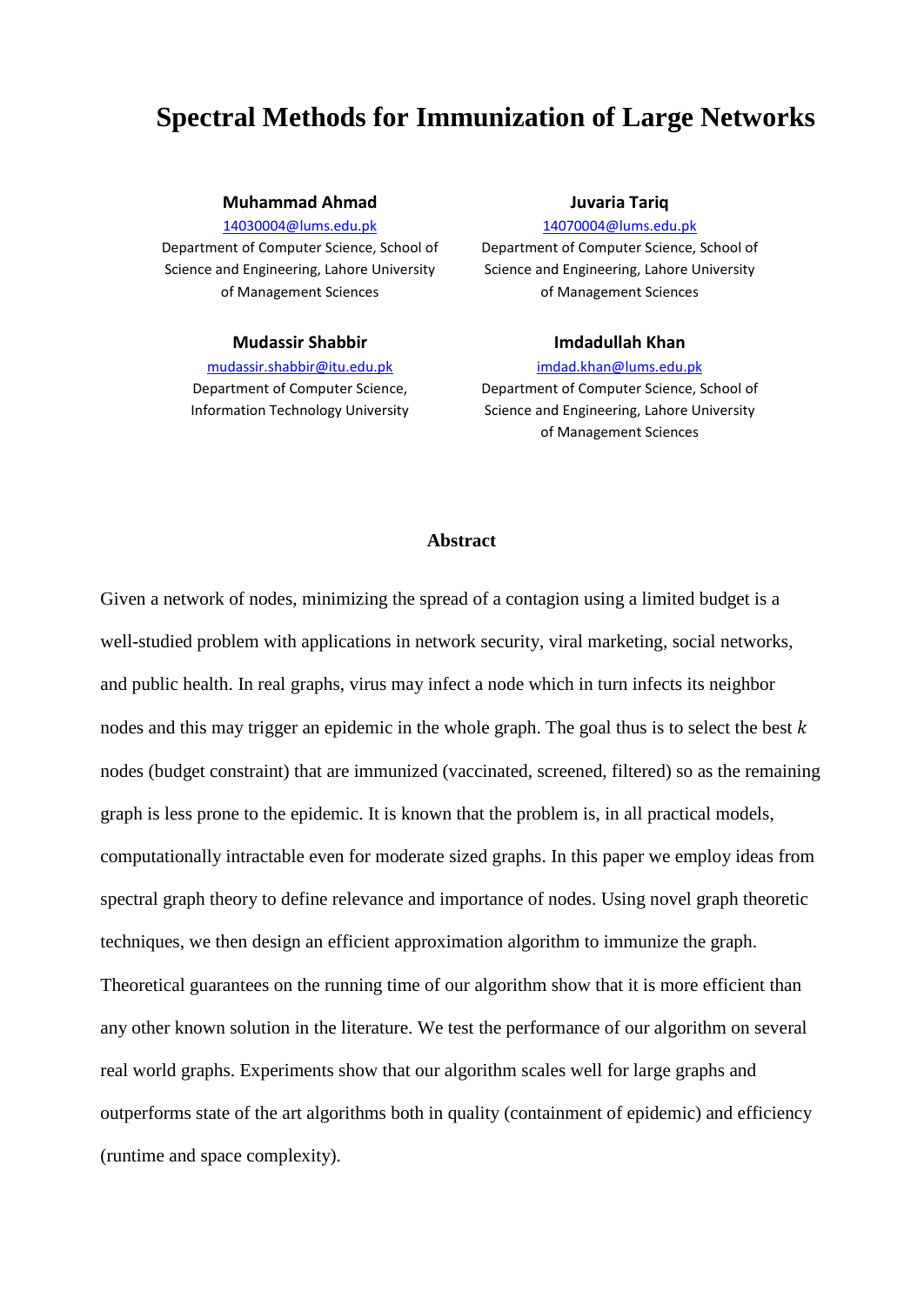# Spectral Methods for Immunization of Large Networks

**Muhammad Ahmad**
14030004@lums.edu.pk
Department of Computer Science, School of Science and Engineering, Lahore University of Management Sciences

**Juvaria Tariq**
14070004@lums.edu.pk
Department of Computer Science, School of Science and Engineering, Lahore University of Management Sciences

**Mudassir Shabbir**
mudassir.shabbir@itu.edu.pk
Department of Computer Science, Information Technology University

**Imdadullah Khan**
imdad.khan@lums.edu.pk
Department of Computer Science, School of Science and Engineering, Lahore University of Management Sciences

## Abstract

Given a network of nodes, minimizing the spread of a contagion using a limited budget is a well-studied problem with applications in network security, viral marketing, social networks, and public health. In real graphs, virus may infect a node which in turn infects its neighbor nodes and this may trigger an epidemic in the whole graph. The goal thus is to select the best $k$ nodes (budget constraint) that are immunized (vaccinated, screened, filtered) so as the remaining graph is less prone to the epidemic. It is known that the problem is, in all practical models, computationally intractable even for moderate sized graphs. In this paper we employ ideas from spectral graph theory to define relevance and importance of nodes. Using novel graph theoretic techniques, we then design an efficient approximation algorithm to immunize the graph. Theoretical guarantees on the running time of our algorithm show that it is more efficient than any other known solution in the literature. We test the performance of our algorithm on several real world graphs. Experiments show that our algorithm scales well for large graphs and outperforms state of the art algorithms both in quality (containment of epidemic) and efficiency (runtime and space complexity).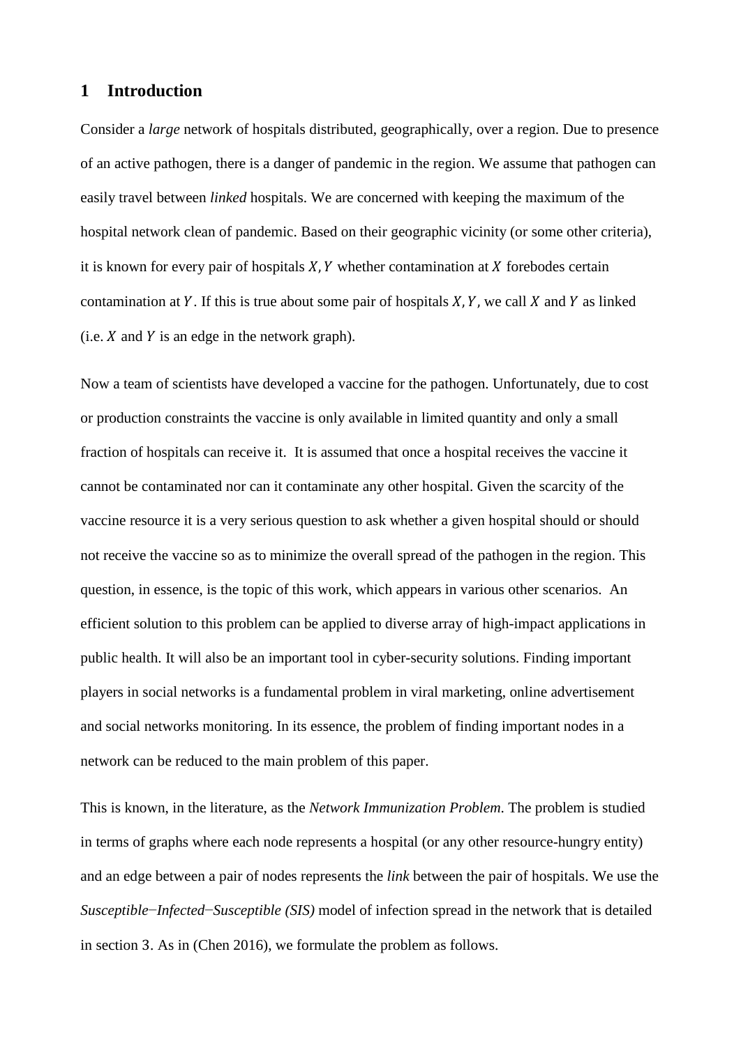## 1 Introduction

Consider a *large* network of hospitals distributed, geographically, over a region. Due to presence of an active pathogen, there is a danger of pandemic in the region. We assume that pathogen can easily travel between *linked* hospitals. We are concerned with keeping the maximum of the hospital network clean of pandemic. Based on their geographic vicinity (or some other criteria), it is known for every pair of hospitals $X, Y$ whether contamination at $X$ forebodes certain contamination at $Y$. If this is true about some pair of hospitals $X, Y$, we call $X$ and $Y$ as linked (i.e. $X$ and $Y$ is an edge in the network graph).

Now a team of scientists have developed a vaccine for the pathogen. Unfortunately, due to cost or production constraints the vaccine is only available in limited quantity and only a small fraction of hospitals can receive it. It is assumed that once a hospital receives the vaccine it cannot be contaminated nor can it contaminate any other hospital. Given the scarcity of the vaccine resource it is a very serious question to ask whether a given hospital should or should not receive the vaccine so as to minimize the overall spread of the pathogen in the region. This question, in essence, is the topic of this work, which appears in various other scenarios. An efficient solution to this problem can be applied to diverse array of high-impact applications in public health. It will also be an important tool in cyber-security solutions. Finding important players in social networks is a fundamental problem in viral marketing, online advertisement and social networks monitoring. In its essence, the problem of finding important nodes in a network can be reduced to the main problem of this paper.

This is known, in the literature, as the *Network Immunization Problem*. The problem is studied in terms of graphs where each node represents a hospital (or any other resource-hungry entity) and an edge between a pair of nodes represents the *link* between the pair of hospitals. We use the *Susceptible−Infected−Susceptible (SIS)* model of infection spread in the network that is detailed in section 3. As in (Chen 2016), we formulate the problem as follows.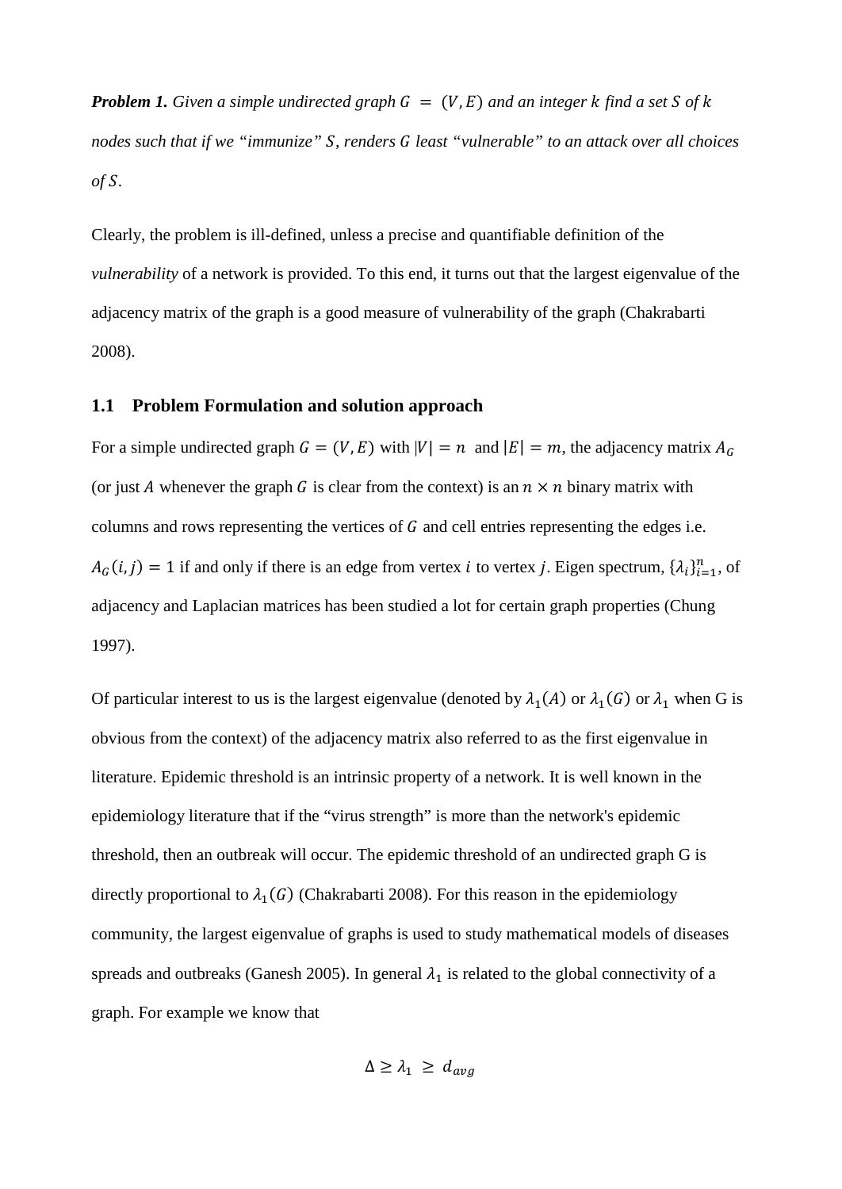***Problem 1.*** *Given a simple undirected graph $G = (V, E)$ and an integer $k$ find a set $S$ of $k$ nodes such that if we "immunize" $S$, renders $G$ least "vulnerable" to an attack over all choices of $S$.*

Clearly, the problem is ill-defined, unless a precise and quantifiable definition of the *vulnerability* of a network is provided. To this end, it turns out that the largest eigenvalue of the adjacency matrix of the graph is a good measure of vulnerability of the graph (Chakrabarti 2008).

### 1.1 Problem Formulation and solution approach

For a simple undirected graph $G = (V, E)$ with $|V| = n$ and $|E| = m$, the adjacency matrix $A_G$ (or just $A$ whenever the graph $G$ is clear from the context) is an $n \times n$ binary matrix with columns and rows representing the vertices of $G$ and cell entries representing the edges i.e. $A_G(i, j) = 1$ if and only if there is an edge from vertex $i$ to vertex $j$. Eigen spectrum, $\{\lambda_i\}_{i=1}^{n}$, of adjacency and Laplacian matrices has been studied a lot for certain graph properties (Chung 1997).

Of particular interest to us is the largest eigenvalue (denoted by $\lambda_1(A)$ or $\lambda_1(G)$ or $\lambda_1$ when G is obvious from the context) of the adjacency matrix also referred to as the first eigenvalue in literature. Epidemic threshold is an intrinsic property of a network. It is well known in the epidemiology literature that if the "virus strength" is more than the network's epidemic threshold, then an outbreak will occur. The epidemic threshold of an undirected graph G is directly proportional to $\lambda_1(G)$ (Chakrabarti 2008). For this reason in the epidemiology community, the largest eigenvalue of graphs is used to study mathematical models of diseases spreads and outbreaks (Ganesh 2005). In general $\lambda_1$ is related to the global connectivity of a graph. For example we know that

$$\Delta \geq \lambda_1 \geq d_{avg}$$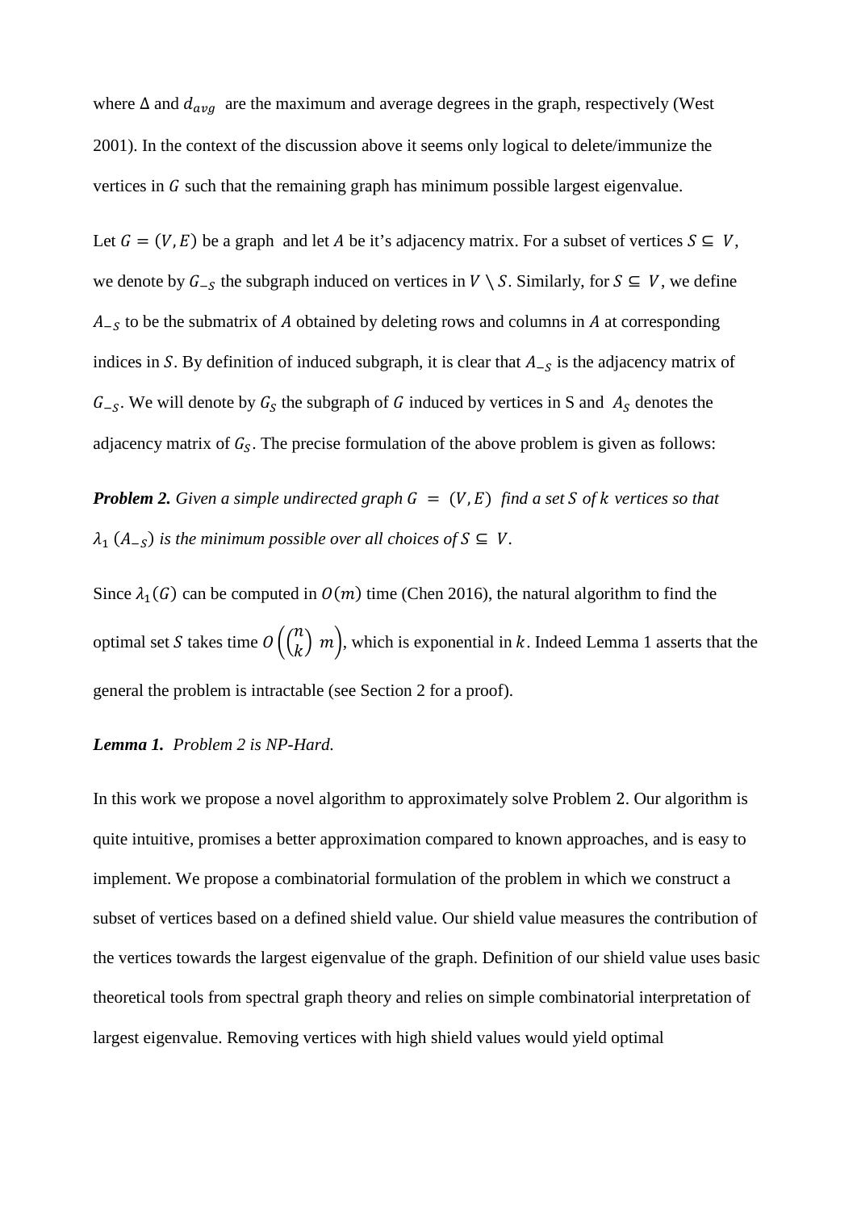where $\Delta$ and $d_{avg}$ are the maximum and average degrees in the graph, respectively (West 2001). In the context of the discussion above it seems only logical to delete/immunize the vertices in $G$ such that the remaining graph has minimum possible largest eigenvalue.

Let $G = (V, E)$ be a graph and let $A$ be it's adjacency matrix. For a subset of vertices $S \subseteq V$, we denote by $G_{-S}$ the subgraph induced on vertices in $V \setminus S$. Similarly, for $S \subseteq V$, we define $A_{-S}$ to be the submatrix of $A$ obtained by deleting rows and columns in $A$ at corresponding indices in $S$. By definition of induced subgraph, it is clear that $A_{-S}$ is the adjacency matrix of $G_{-S}$. We will denote by $G_S$ the subgraph of $G$ induced by vertices in S and $A_S$ denotes the adjacency matrix of $G_S$. The precise formulation of the above problem is given as follows:

***Problem 2.*** *Given a simple undirected graph $G = (V, E)$ find a set $S$ of $k$ vertices so that $\lambda_1 (A_{-S})$ is the minimum possible over all choices of $S \subseteq V$.*

Since $\lambda_1(G)$ can be computed in $O(m)$ time (Chen 2016), the natural algorithm to find the optimal set $S$ takes time $O\left(\binom{n}{k}\ m\right)$, which is exponential in $k$. Indeed Lemma 1 asserts that the general the problem is intractable (see Section 2 for a proof).

***Lemma 1.*** *Problem 2 is NP-Hard.*

In this work we propose a novel algorithm to approximately solve Problem 2. Our algorithm is quite intuitive, promises a better approximation compared to known approaches, and is easy to implement. We propose a combinatorial formulation of the problem in which we construct a subset of vertices based on a defined shield value. Our shield value measures the contribution of the vertices towards the largest eigenvalue of the graph. Definition of our shield value uses basic theoretical tools from spectral graph theory and relies on simple combinatorial interpretation of largest eigenvalue. Removing vertices with high shield values would yield optimal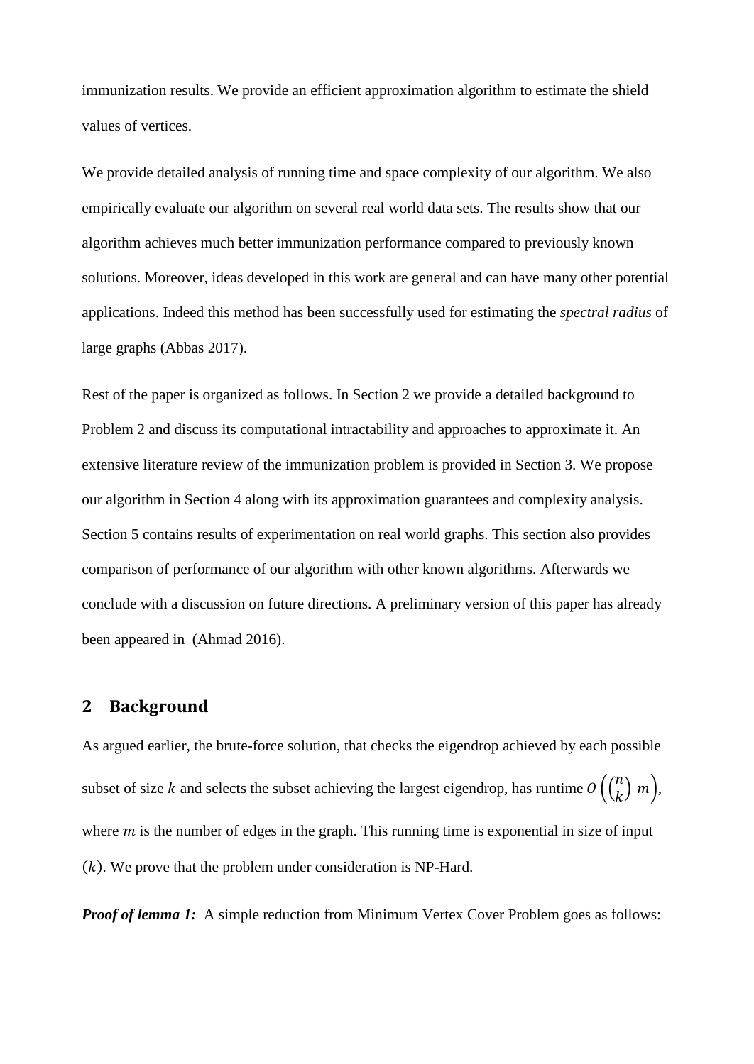immunization results. We provide an efficient approximation algorithm to estimate the shield values of vertices.

We provide detailed analysis of running time and space complexity of our algorithm. We also empirically evaluate our algorithm on several real world data sets. The results show that our algorithm achieves much better immunization performance compared to previously known solutions. Moreover, ideas developed in this work are general and can have many other potential applications. Indeed this method has been successfully used for estimating the *spectral radius* of large graphs (Abbas 2017).

Rest of the paper is organized as follows. In Section 2 we provide a detailed background to Problem 2 and discuss its computational intractability and approaches to approximate it. An extensive literature review of the immunization problem is provided in Section 3. We propose our algorithm in Section 4 along with its approximation guarantees and complexity analysis. Section 5 contains results of experimentation on real world graphs. This section also provides comparison of performance of our algorithm with other known algorithms. Afterwards we conclude with a discussion on future directions. A preliminary version of this paper has already been appeared in (Ahmad 2016).

## 2 Background

As argued earlier, the brute-force solution, that checks the eigendrop achieved by each possible subset of size $k$ and selects the subset achieving the largest eigendrop, has runtime $O\left(\binom{n}{k}\, m\right)$, where $m$ is the number of edges in the graph. This running time is exponential in size of input $(k)$. We prove that the problem under consideration is NP-Hard.

***Proof of lemma 1:*** A simple reduction from Minimum Vertex Cover Problem goes as follows: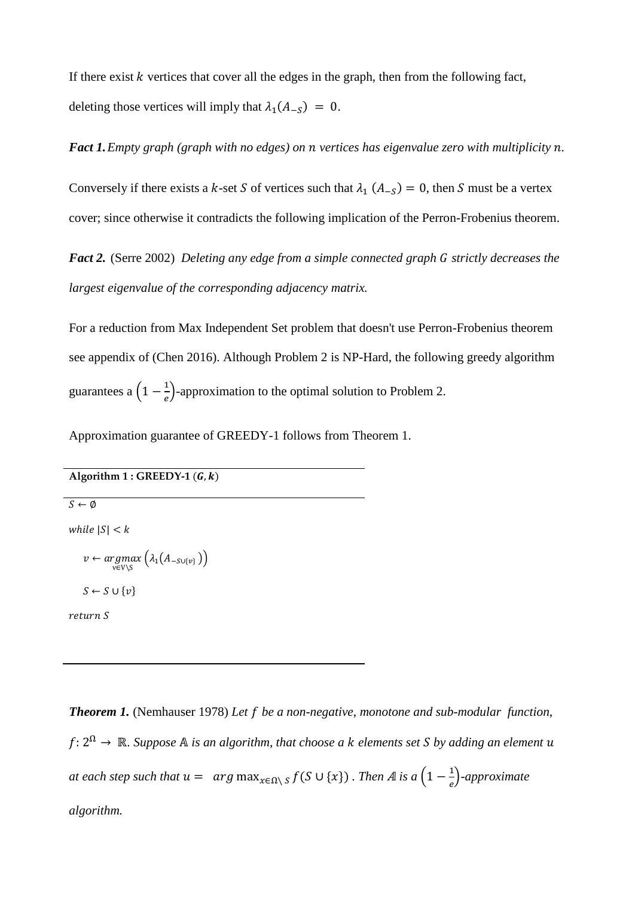If there exist $k$ vertices that cover all the edges in the graph, then from the following fact, deleting those vertices will imply that $\lambda_1(A_{-S}) = 0$.

***Fact 1.*** *Empty graph (graph with no edges) on $n$ vertices has eigenvalue zero with multiplicity $n$.*

Conversely if there exists a $k$-set $S$ of vertices such that $\lambda_1(A_{-S}) = 0$, then $S$ must be a vertex cover; since otherwise it contradicts the following implication of the Perron-Frobenius theorem.

***Fact 2.*** (Serre 2002) *Deleting any edge from a simple connected graph $G$ strictly decreases the largest eigenvalue of the corresponding adjacency matrix.*

For a reduction from Max Independent Set problem that doesn't use Perron-Frobenius theorem see appendix of (Chen 2016). Although Problem 2 is NP-Hard, the following greedy algorithm guarantees a $\left(1 - \frac{1}{e}\right)$-approximation to the optimal solution to Problem 2.

Approximation guarantee of GREEDY-1 follows from Theorem 1.

**Algorithm 1 : GREEDY-1 ($\boldsymbol{G}, \boldsymbol{k}$)**

```
S ← ∅
while |S| < k
    v ← argmax_{v∈V\S} ( λ1(A_{-S∪{v}}) )
    S ← S ∪ {v}
return S
```

***Theorem 1.*** (Nemhauser 1978) *Let $f$ be a non-negative, monotone and sub-modular function, $f: 2^{\Omega} \rightarrow \mathbb{R}$. Suppose $\mathbb{A}$ is an algorithm, that choose a $k$ elements set $S$ by adding an element $u$ at each step such that $u = \arg\max_{x \in \Omega \setminus S} f(S \cup \{x\})$. Then $\mathbb{A}$ is a $\left(1 - \frac{1}{e}\right)$-approximate algorithm.*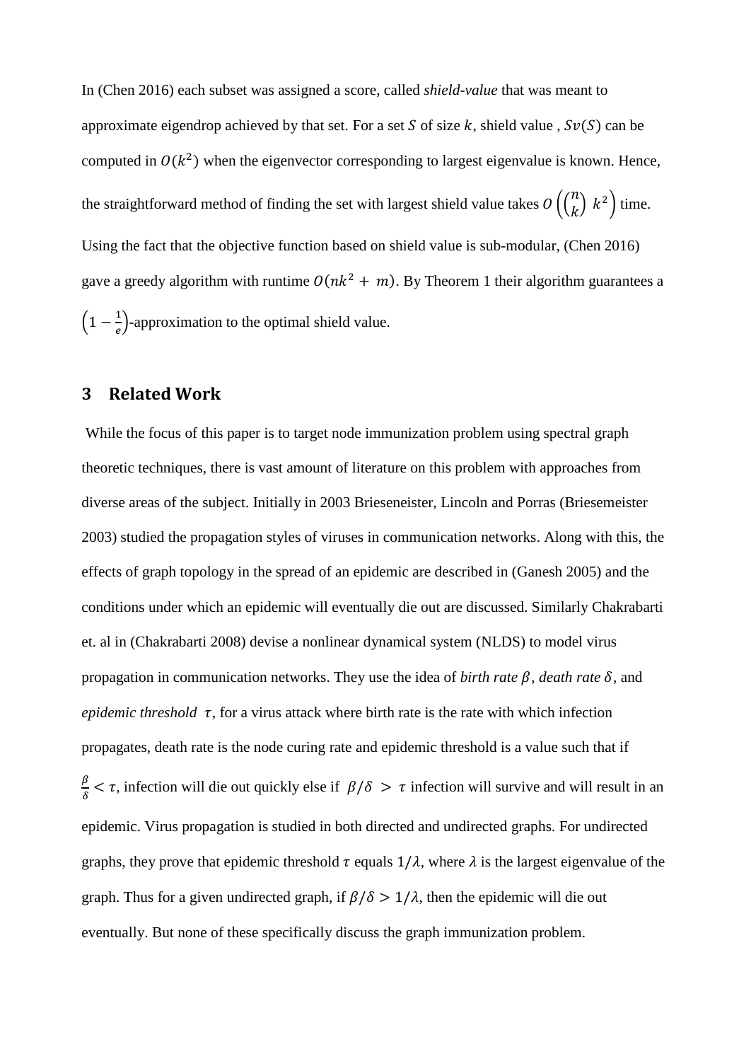In (Chen 2016) each subset was assigned a score, called *shield-value* that was meant to approximate eigendrop achieved by that set. For a set $S$ of size $k$, shield value , $Sv(S)$ can be computed in $O(k^2)$ when the eigenvector corresponding to largest eigenvalue is known. Hence, the straightforward method of finding the set with largest shield value takes $O\left(\binom{n}{k}\ k^2\right)$ time. Using the fact that the objective function based on shield value is sub-modular, (Chen 2016) gave a greedy algorithm with runtime $O(nk^2 + m)$. By Theorem 1 their algorithm guarantees a $\left(1 - \frac{1}{e}\right)$-approximation to the optimal shield value.

## 3 Related Work

While the focus of this paper is to target node immunization problem using spectral graph theoretic techniques, there is vast amount of literature on this problem with approaches from diverse areas of the subject. Initially in 2003 Brieseneister, Lincoln and Porras (Briesemeister 2003) studied the propagation styles of viruses in communication networks. Along with this, the effects of graph topology in the spread of an epidemic are described in (Ganesh 2005) and the conditions under which an epidemic will eventually die out are discussed. Similarly Chakrabarti et. al in (Chakrabarti 2008) devise a nonlinear dynamical system (NLDS) to model virus propagation in communication networks. They use the idea of *birth rate* $\beta$, *death rate* $\delta$, and *epidemic threshold* $\tau$, for a virus attack where birth rate is the rate with which infection propagates, death rate is the node curing rate and epidemic threshold is a value such that if $\frac{\beta}{\delta} < \tau$, infection will die out quickly else if $\beta/\delta > \tau$ infection will survive and will result in an epidemic. Virus propagation is studied in both directed and undirected graphs. For undirected graphs, they prove that epidemic threshold $\tau$ equals $1/\lambda$, where $\lambda$ is the largest eigenvalue of the graph. Thus for a given undirected graph, if $\beta/\delta > 1/\lambda$, then the epidemic will die out eventually. But none of these specifically discuss the graph immunization problem.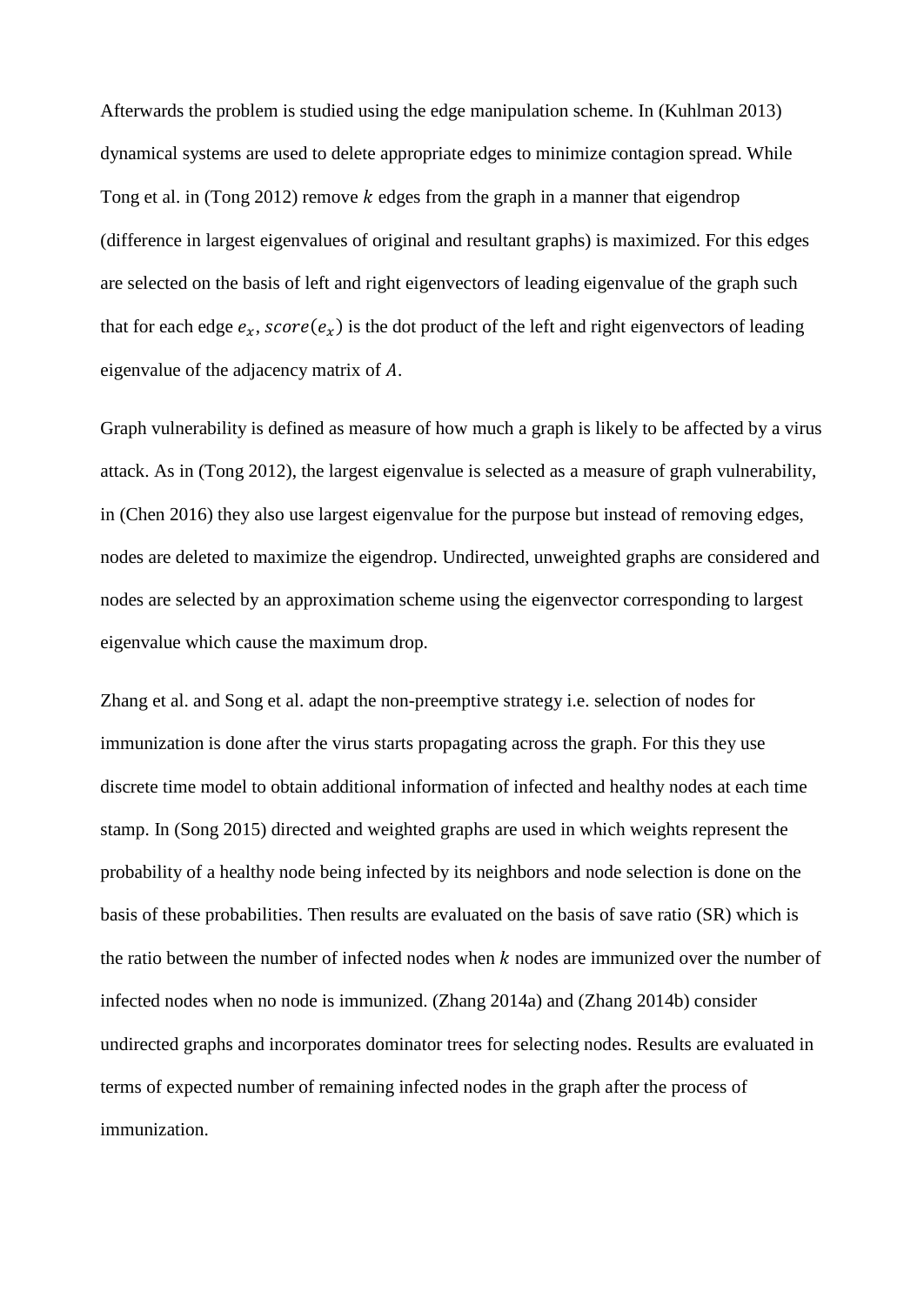Afterwards the problem is studied using the edge manipulation scheme. In (Kuhlman 2013) dynamical systems are used to delete appropriate edges to minimize contagion spread. While Tong et al. in (Tong 2012) remove $k$ edges from the graph in a manner that eigendrop (difference in largest eigenvalues of original and resultant graphs) is maximized. For this edges are selected on the basis of left and right eigenvectors of leading eigenvalue of the graph such that for each edge $e_x$, $score(e_x)$ is the dot product of the left and right eigenvectors of leading eigenvalue of the adjacency matrix of $A$.

Graph vulnerability is defined as measure of how much a graph is likely to be affected by a virus attack. As in (Tong 2012), the largest eigenvalue is selected as a measure of graph vulnerability, in (Chen 2016) they also use largest eigenvalue for the purpose but instead of removing edges, nodes are deleted to maximize the eigendrop. Undirected, unweighted graphs are considered and nodes are selected by an approximation scheme using the eigenvector corresponding to largest eigenvalue which cause the maximum drop.

Zhang et al. and Song et al. adapt the non-preemptive strategy i.e. selection of nodes for immunization is done after the virus starts propagating across the graph. For this they use discrete time model to obtain additional information of infected and healthy nodes at each time stamp. In (Song 2015) directed and weighted graphs are used in which weights represent the probability of a healthy node being infected by its neighbors and node selection is done on the basis of these probabilities. Then results are evaluated on the basis of save ratio (SR) which is the ratio between the number of infected nodes when $k$ nodes are immunized over the number of infected nodes when no node is immunized. (Zhang 2014a) and (Zhang 2014b) consider undirected graphs and incorporates dominator trees for selecting nodes. Results are evaluated in terms of expected number of remaining infected nodes in the graph after the process of immunization.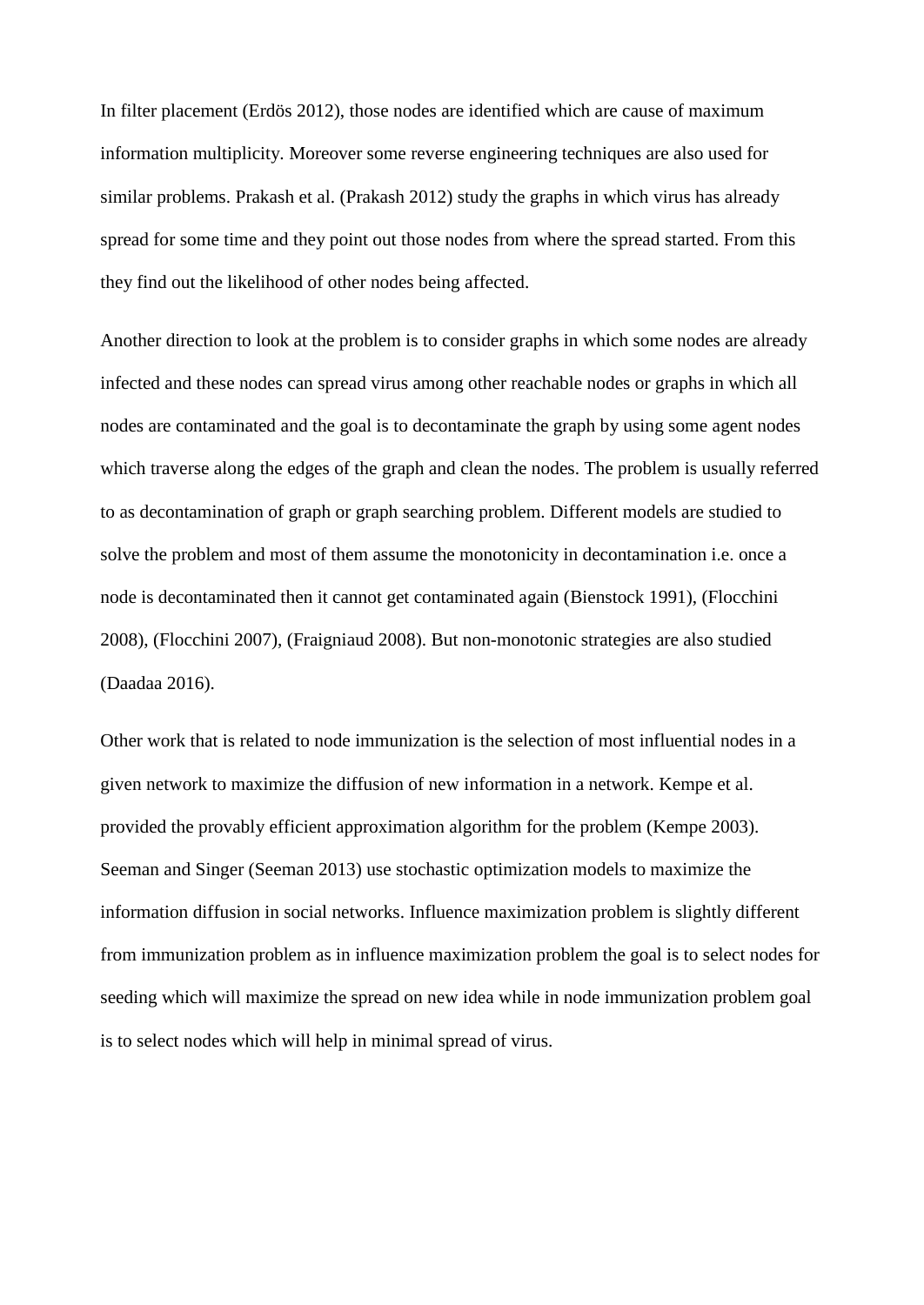In filter placement (Erdös 2012), those nodes are identified which are cause of maximum information multiplicity. Moreover some reverse engineering techniques are also used for similar problems. Prakash et al. (Prakash 2012) study the graphs in which virus has already spread for some time and they point out those nodes from where the spread started. From this they find out the likelihood of other nodes being affected.

Another direction to look at the problem is to consider graphs in which some nodes are already infected and these nodes can spread virus among other reachable nodes or graphs in which all nodes are contaminated and the goal is to decontaminate the graph by using some agent nodes which traverse along the edges of the graph and clean the nodes. The problem is usually referred to as decontamination of graph or graph searching problem. Different models are studied to solve the problem and most of them assume the monotonicity in decontamination i.e. once a node is decontaminated then it cannot get contaminated again (Bienstock 1991), (Flocchini 2008), (Flocchini 2007), (Fraigniaud 2008). But non-monotonic strategies are also studied (Daadaa 2016).

Other work that is related to node immunization is the selection of most influential nodes in a given network to maximize the diffusion of new information in a network. Kempe et al. provided the provably efficient approximation algorithm for the problem (Kempe 2003). Seeman and Singer (Seeman 2013) use stochastic optimization models to maximize the information diffusion in social networks. Influence maximization problem is slightly different from immunization problem as in influence maximization problem the goal is to select nodes for seeding which will maximize the spread on new idea while in node immunization problem goal is to select nodes which will help in minimal spread of virus.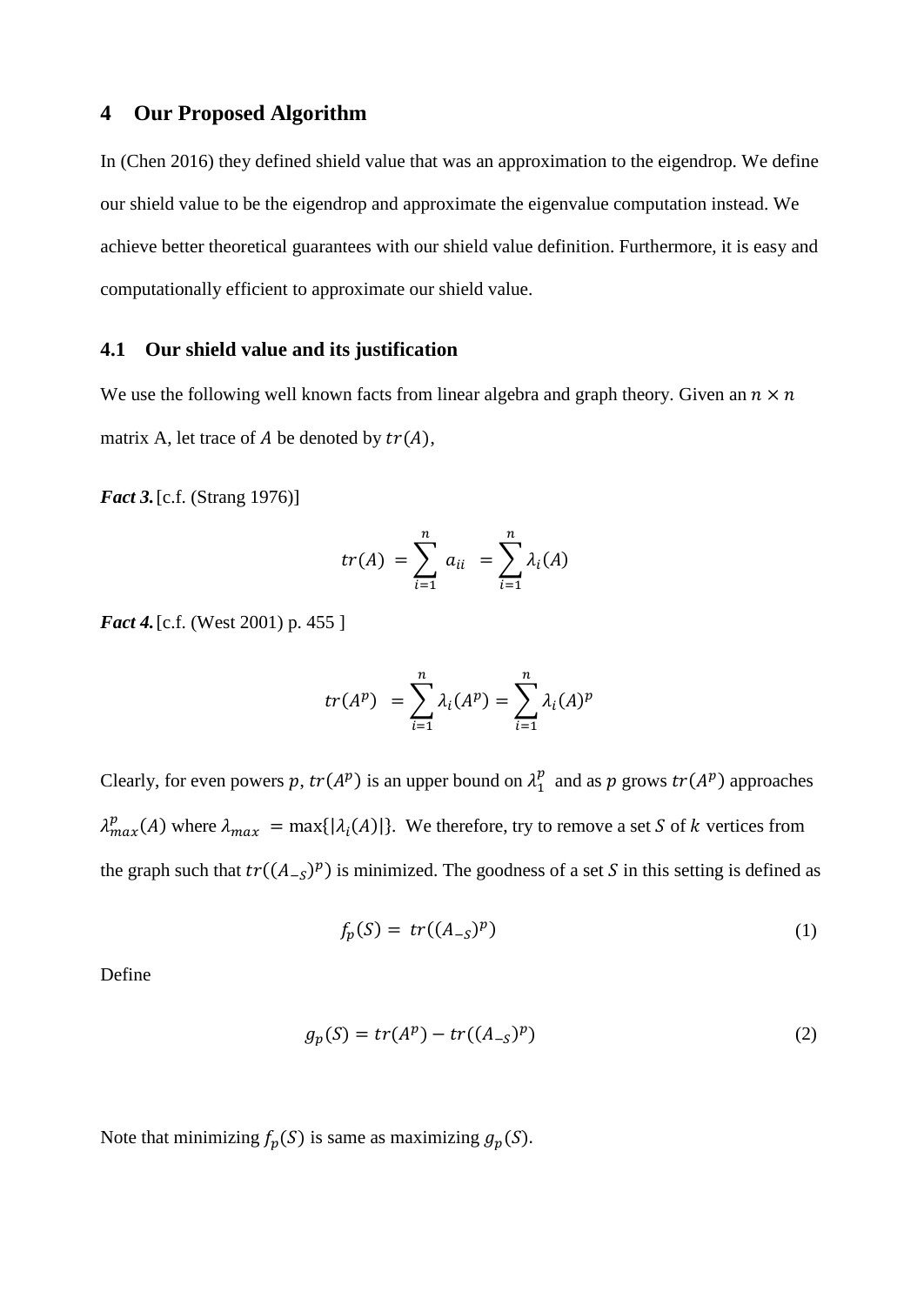## 4 Our Proposed Algorithm

In (Chen 2016) they defined shield value that was an approximation to the eigendrop. We define our shield value to be the eigendrop and approximate the eigenvalue computation instead. We achieve better theoretical guarantees with our shield value definition. Furthermore, it is easy and computationally efficient to approximate our shield value.

### 4.1 Our shield value and its justification

We use the following well known facts from linear algebra and graph theory. Given an $n \times n$ matrix A, let trace of $A$ be denoted by $tr(A)$,

***Fact 3.*** [c.f. (Strang 1976)]

$$tr(A) = \sum_{i=1}^{n} a_{ii} = \sum_{i=1}^{n} \lambda_i(A)$$

***Fact 4.*** [c.f. (West 2001) p. 455 ]

$$tr(A^p) = \sum_{i=1}^{n} \lambda_i(A^p) = \sum_{i=1}^{n} \lambda_i(A)^p$$

Clearly, for even powers $p$, $tr(A^p)$ is an upper bound on $\lambda_1^p$ and as $p$ grows $tr(A^p)$ approaches $\lambda_{max}^p(A)$ where $\lambda_{max} = \max\{|\lambda_i(A)|\}$. We therefore, try to remove a set $S$ of $k$ vertices from the graph such that $tr((A_{-S})^p)$ is minimized. The goodness of a set $S$ in this setting is defined as

$$f_p(S) = tr((A_{-S})^p) \tag{1}$$

Define

$$g_p(S) = tr(A^p) - tr((A_{-S})^p) \tag{2}$$

Note that minimizing $f_p(S)$ is same as maximizing $g_p(S)$.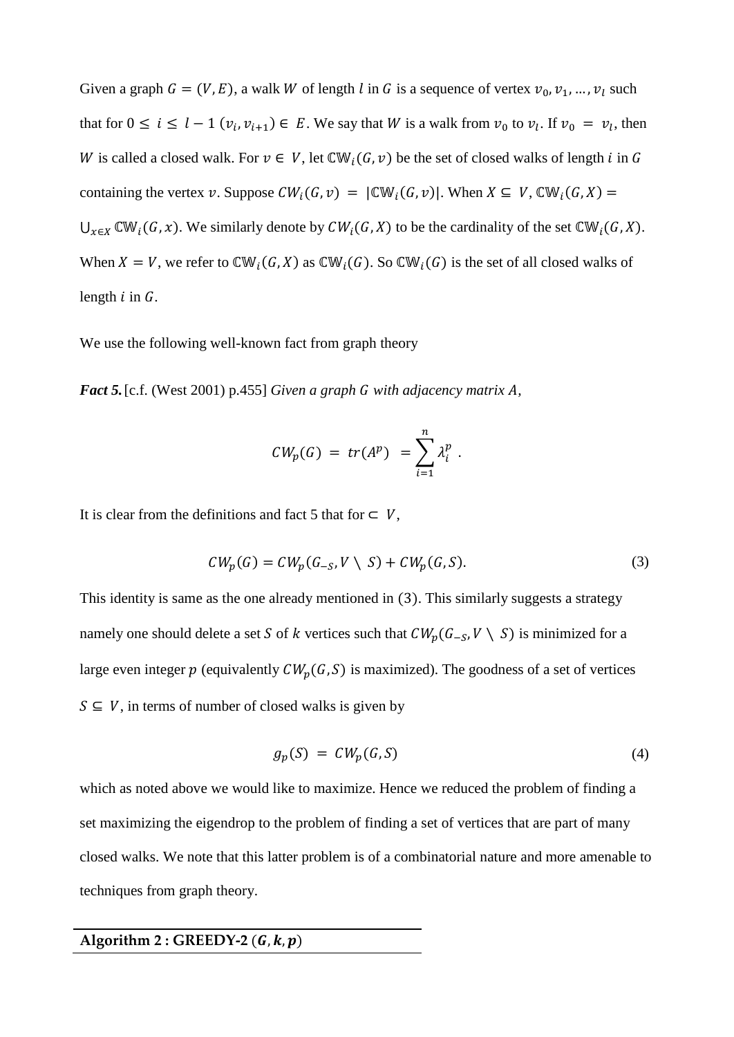Given a graph $G = (V, E)$, a walk $W$ of length $l$ in $G$ is a sequence of vertex $v_0, v_1, \ldots, v_l$ such that for $0 \leq i \leq l-1$ $(v_i, v_{i+1}) \in E$. We say that $W$ is a walk from $v_0$ to $v_l$. If $v_0 = v_l$, then $W$ is called a closed walk. For $v \in V$, let $\mathbb{CW}_i(G, v)$ be the set of closed walks of length $i$ in $G$ containing the vertex $v$. Suppose $CW_i(G, v) = |\mathbb{CW}_i(G, v)|$. When $X \subseteq V$, $\mathbb{CW}_i(G, X) = \bigcup_{x \in X} \mathbb{CW}_i(G, x)$. We similarly denote by $CW_i(G, X)$ to be the cardinality of the set $\mathbb{CW}_i(G, X)$. When $X = V$, we refer to $\mathbb{CW}_i(G, X)$ as $\mathbb{CW}_i(G)$. So $\mathbb{CW}_i(G)$ is the set of all closed walks of length $i$ in $G$.

We use the following well-known fact from graph theory

***Fact 5.*** [c.f. (West 2001) p.455] *Given a graph $G$ with adjacency matrix $A$,*

$$CW_p(G) = tr(A^p) = \sum_{i=1}^{n} \lambda_i^p .$$

It is clear from the definitions and fact 5 that for $\subset V$,

$$CW_p(G) = CW_p(G_{-S}, V \setminus S) + CW_p(G, S). \tag{3}$$

This identity is same as the one already mentioned in (3). This similarly suggests a strategy namely one should delete a set $S$ of $k$ vertices such that $CW_p(G_{-S}, V \setminus S)$ is minimized for a large even integer $p$ (equivalently $CW_p(G, S)$ is maximized). The goodness of a set of vertices $S \subseteq V$, in terms of number of closed walks is given by

$$g_p(S) = CW_p(G, S) \tag{4}$$

which as noted above we would like to maximize. Hence we reduced the problem of finding a set maximizing the eigendrop to the problem of finding a set of vertices that are part of many closed walks. We note that this latter problem is of a combinatorial nature and more amenable to techniques from graph theory.

**Algorithm 2 : GREEDY-2 ($G, k, p$)**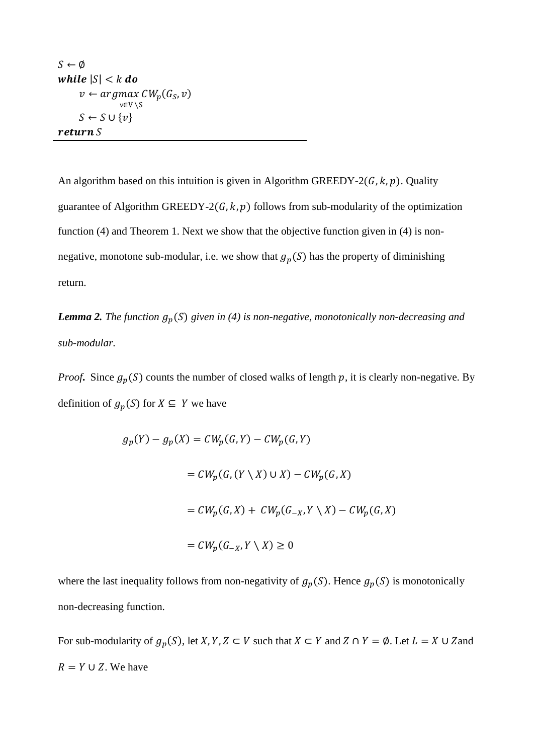```
S ← ∅
while |S| < k do
    v ← argmax_{v∈V \ S} CW_p(G_S, v)
    S ← S ∪ {v}
return S
```

An algorithm based on this intuition is given in Algorithm GREEDY-2$(G, k, p)$. Quality guarantee of Algorithm GREEDY-2$(G, k, p)$ follows from sub-modularity of the optimization function (4) and Theorem 1. Next we show that the objective function given in (4) is non-negative, monotone sub-modular, i.e. we show that $g_p(S)$ has the property of diminishing return.

***Lemma 2.*** *The function $g_p(S)$ given in (4) is non-negative, monotonically non-decreasing and sub-modular.*

*Proof.* Since $g_p(S)$ counts the number of closed walks of length $p$, it is clearly non-negative. By definition of $g_p(S)$ for $X \subseteq Y$ we have

$$
\begin{aligned}
g_p(Y) - g_p(X) &= CW_p(G, Y) - CW_p(G, Y) \\
&= CW_p(G, (Y \setminus X) \cup X) - CW_p(G, X) \\
&= CW_p(G, X) + CW_p(G_{-X}, Y \setminus X) - CW_p(G, X) \\
&= CW_p(G_{-X}, Y \setminus X) \geq 0
\end{aligned}
$$

where the last inequality follows from non-negativity of $g_p(S)$. Hence $g_p(S)$ is monotonically non-decreasing function.

For sub-modularity of $g_p(S)$, let $X, Y, Z \subset V$ such that $X \subset Y$ and $Z \cap Y = \emptyset$. Let $L = X \cup Z$and $R = Y \cup Z$. We have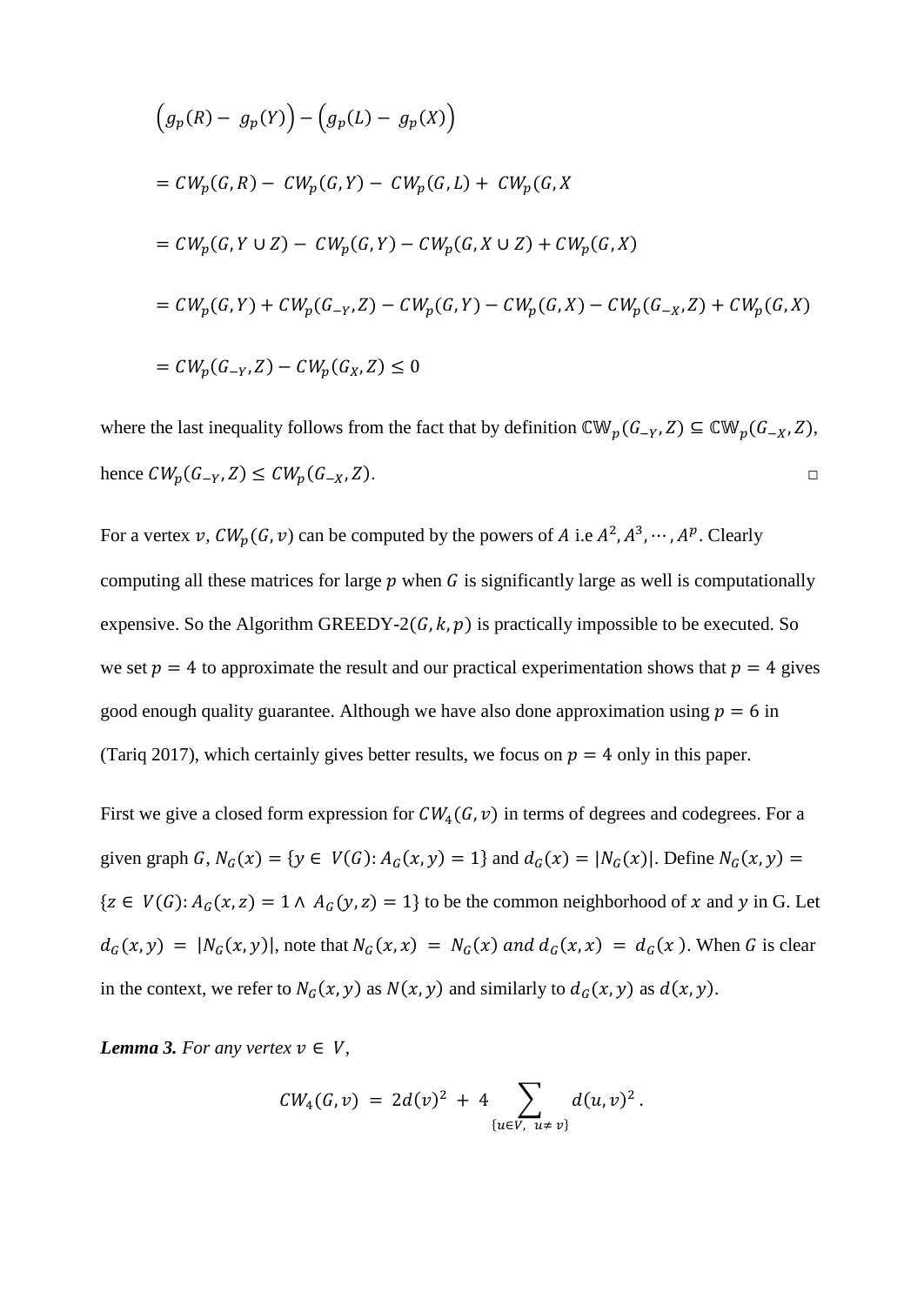$$\left(g_p(R) - g_p(Y)\right) - \left(g_p(L) - g_p(X)\right)$$

$$= CW_p(G, R) - CW_p(G, Y) - CW_p(G, L) + CW_p(G, X$$

$$= CW_p(G, Y \cup Z) - CW_p(G, Y) - CW_p(G, X \cup Z) + CW_p(G, X)$$

$$= CW_p(G, Y) + CW_p(G_{-Y}, Z) - CW_p(G, Y) - CW_p(G, X) - CW_p(G_{-X}, Z) + CW_p(G, X)$$

$$= CW_p(G_{-Y}, Z) - CW_p(G_X, Z) \leq 0$$

where the last inequality follows from the fact that by definition $\mathbb{CW}_p(G_{-Y}, Z) \subseteq \mathbb{CW}_p(G_{-X}, Z)$, hence $CW_p(G_{-Y}, Z) \leq CW_p(G_{-X}, Z)$. □

For a vertex $v$, $CW_p(G, v)$ can be computed by the powers of $A$ i.e $A^2, A^3, \cdots, A^p$. Clearly computing all these matrices for large $p$ when $G$ is significantly large as well is computationally expensive. So the Algorithm GREEDY-2$(G, k, p)$ is practically impossible to be executed. So we set $p = 4$ to approximate the result and our practical experimentation shows that $p = 4$ gives good enough quality guarantee. Although we have also done approximation using $p = 6$ in (Tariq 2017), which certainly gives better results, we focus on $p = 4$ only in this paper.

First we give a closed form expression for $CW_4(G, v)$ in terms of degrees and codegrees. For a given graph $G$, $N_G(x) = \{y \in V(G): A_G(x, y) = 1\}$ and $d_G(x) = |N_G(x)|$. Define $N_G(x, y) = \{z \in V(G): A_G(x, z) = 1 \wedge A_G(y, z) = 1\}$ to be the common neighborhood of $x$ and $y$ in G. Let $d_G(x, y) = |N_G(x, y)|$, note that $N_G(x, x) = N_G(x)$ *and* $d_G(x, x) = d_G(x)$. When $G$ is clear in the context, we refer to $N_G(x, y)$ as $N(x, y)$ and similarly to $d_G(x, y)$ as $d(x, y)$.

***Lemma 3.*** *For any vertex* $v \in V$,

$$CW_4(G, v) = 2d(v)^2 + 4 \sum_{\{u \in V,\ u \neq v\}} d(u, v)^2 .$$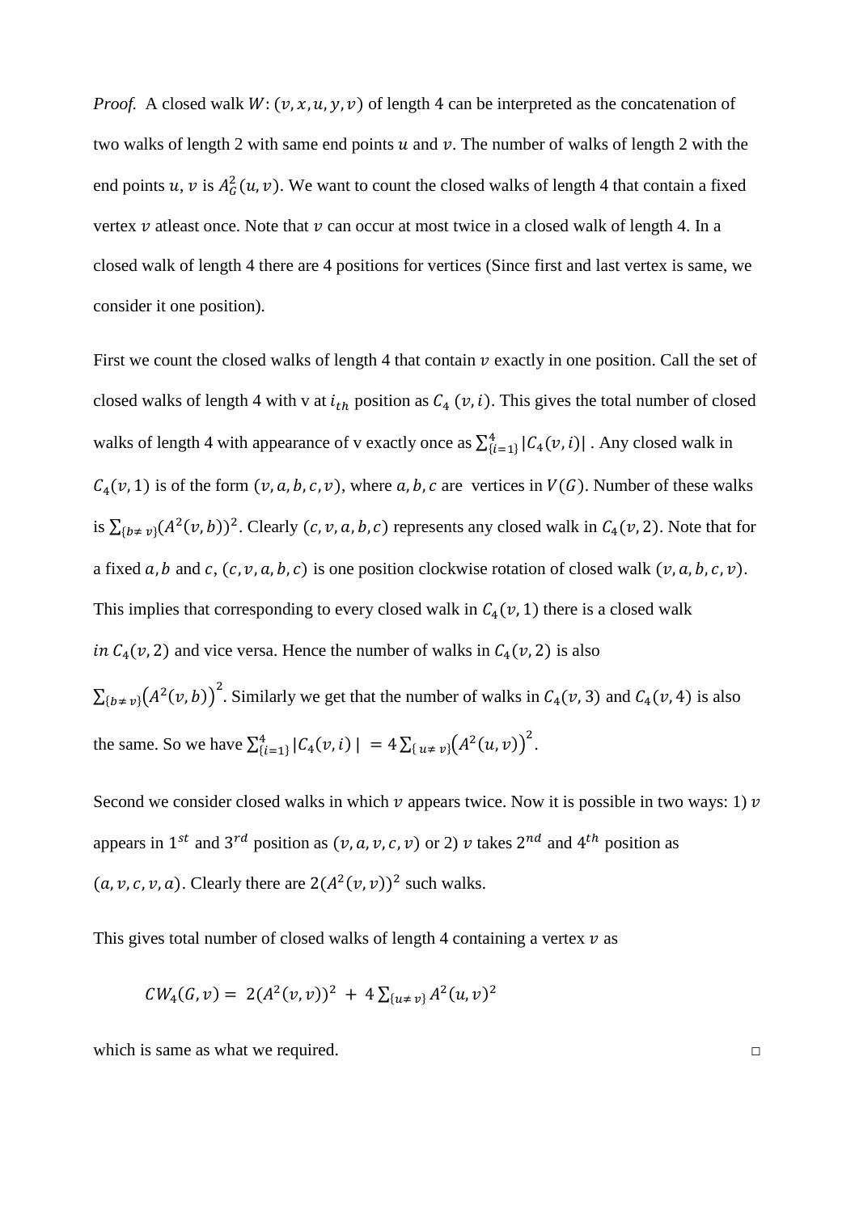*Proof.* A closed walk $W: (v, x, u, y, v)$ of length 4 can be interpreted as the concatenation of two walks of length 2 with same end points $u$ and $v$. The number of walks of length 2 with the end points $u, v$ is $A_G^2(u, v)$. We want to count the closed walks of length 4 that contain a fixed vertex $v$ atleast once. Note that $v$ can occur at most twice in a closed walk of length 4. In a closed walk of length 4 there are 4 positions for vertices (Since first and last vertex is same, we consider it one position).

First we count the closed walks of length 4 that contain $v$ exactly in one position. Call the set of closed walks of length 4 with v at $i_{th}$ position as $C_4\,(v, i)$. This gives the total number of closed walks of length 4 with appearance of v exactly once as $\sum_{\{i=1\}}^{4} |C_4(v, i)|$ . Any closed walk in $C_4(v, 1)$ is of the form $(v, a, b, c, v)$, where $a, b, c$ are vertices in $V(G)$. Number of these walks is $\sum_{\{b \neq v\}} (A^2(v, b))^2$. Clearly $(c, v, a, b, c)$ represents any closed walk in $C_4(v, 2)$. Note that for a fixed $a, b$ and $c$, $(c, v, a, b, c)$ is one position clockwise rotation of closed walk $(v, a, b, c, v)$. This implies that corresponding to every closed walk in $C_4(v, 1)$ there is a closed walk $in\ C_4(v, 2)$ and vice versa. Hence the number of walks in $C_4(v, 2)$ is also $\sum_{\{b \neq v\}} \big(A^2(v, b)\big)^2$. Similarly we get that the number of walks in $C_4(v, 3)$ and $C_4(v, 4)$ is also the same. So we have $\sum_{\{i=1\}}^{4} |C_4(v, i)\,| \ = 4 \sum_{\{\,u \neq v\}} \big(A^2(u, v)\big)^2$.

Second we consider closed walks in which $v$ appears twice. Now it is possible in two ways: 1) $v$ appears in $1^{st}$ and $3^{rd}$ position as $(v, a, v, c, v)$ or 2) $v$ takes $2^{nd}$ and $4^{th}$ position as $(a, v, c, v, a)$. Clearly there are $2(A^2(v, v))^2$ such walks.

This gives total number of closed walks of length 4 containing a vertex $v$ as

$$CW_4(G, v) = \ 2(A^2(v, v))^2 \ + \ 4 \sum_{\{u \neq v\}} A^2(u, v)^2$$

which is same as what we required. □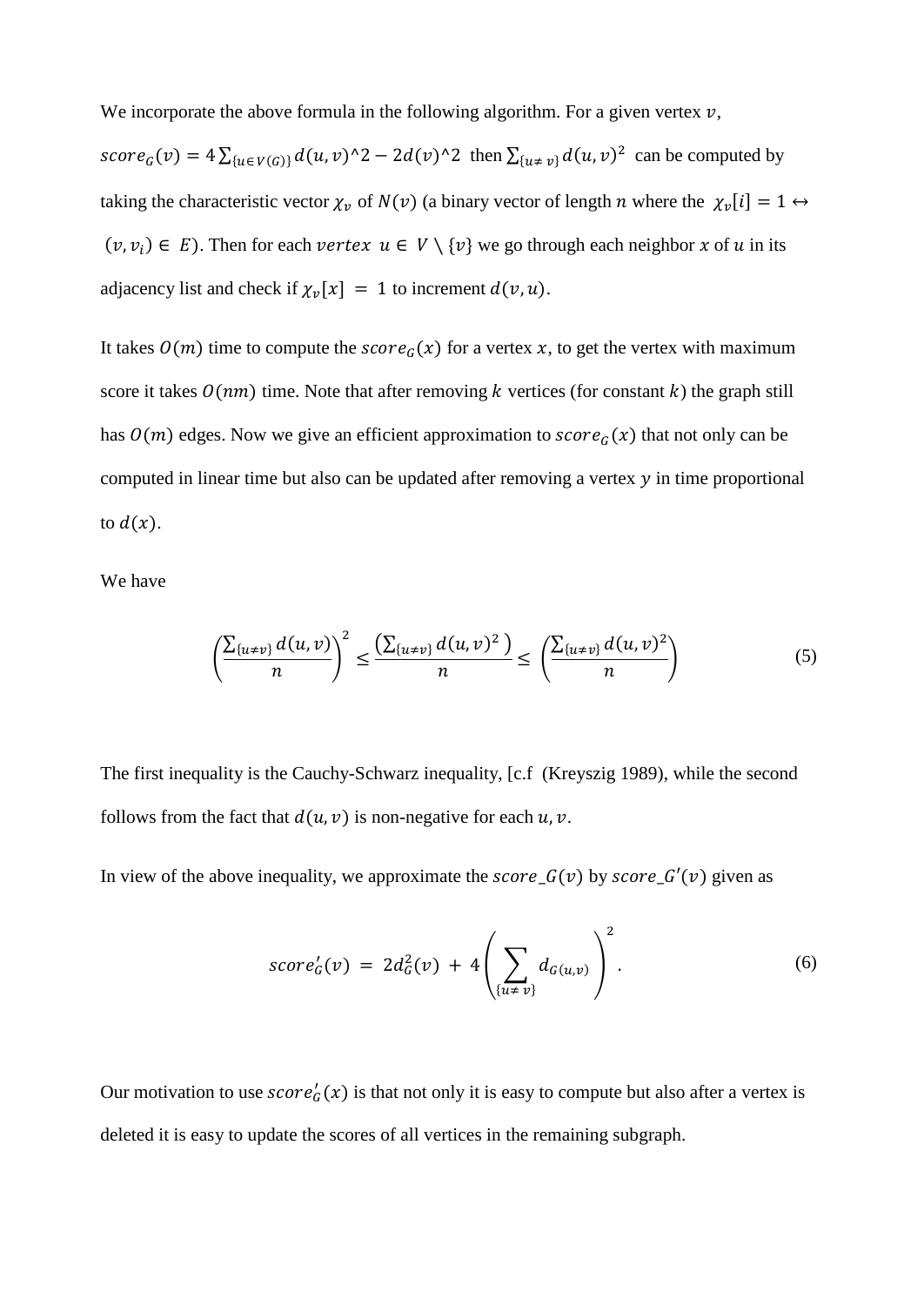We incorporate the above formula in the following algorithm. For a given vertex $v$, $score_G(v) = 4\sum_{\{u\in V(G)\}} d(u,v)^2 - 2d(v)^2$ then $\sum_{\{u\neq v\}} d(u,v)^2$ can be computed by taking the characteristic vector $\chi_v$ of $N(v)$ (a binary vector of length $n$ where the $\chi_v[i] = 1 \leftrightarrow (v, v_i) \in E$). Then for each $vertex\ u \in V \setminus \{v\}$ we go through each neighbor $x$ of $u$ in its adjacency list and check if $\chi_v[x] = 1$ to increment $d(v,u)$.

It takes $O(m)$ time to compute the $score_G(x)$ for a vertex $x$, to get the vertex with maximum score it takes $O(nm)$ time. Note that after removing $k$ vertices (for constant $k$) the graph still has $O(m)$ edges. Now we give an efficient approximation to $score_G(x)$ that not only can be computed in linear time but also can be updated after removing a vertex $y$ in time proportional to $d(x)$.

We have

$$\left(\frac{\sum_{\{u\neq v\}} d(u,v)}{n}\right)^2 \leq \frac{\left(\sum_{\{u\neq v\}} d(u,v)^2\right)}{n} \leq \left(\frac{\sum_{\{u\neq v\}} d(u,v)^2}{n}\right) \tag{5}$$

The first inequality is the Cauchy-Schwarz inequality, [c.f (Kreyszig 1989), while the second follows from the fact that $d(u,v)$ is non-negative for each $u, v$.

In view of the above inequality, we approximate the $score\_G(v)$ by $score\_G'(v)$ given as

$$score'_G(v) = 2d_G^2(v) + 4\left(\sum_{\{u\neq v\}} d_{G(u,v)}\right)^2. \tag{6}$$

Our motivation to use $score'_G(x)$ is that not only it is easy to compute but also after a vertex is deleted it is easy to update the scores of all vertices in the remaining subgraph.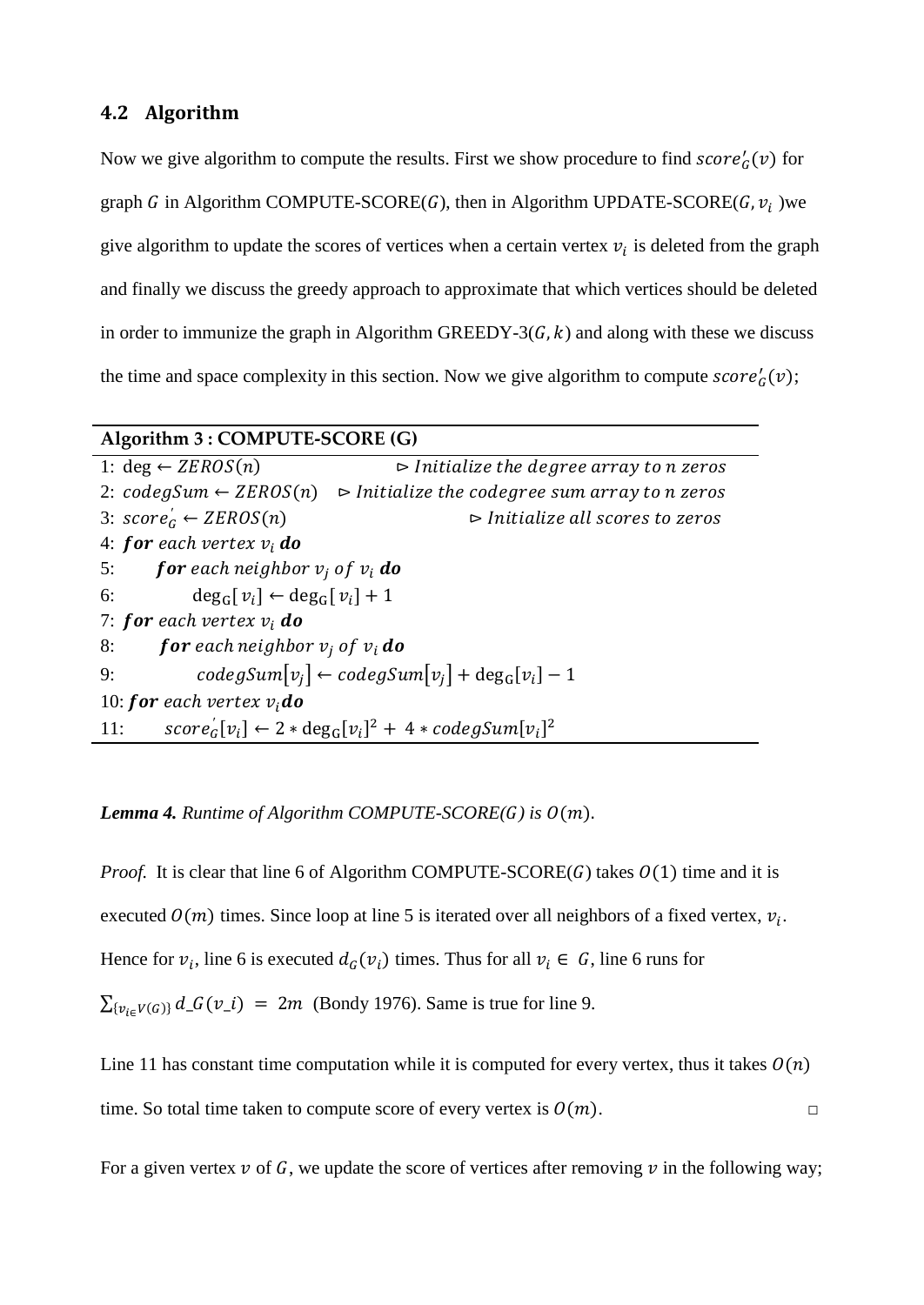### 4.2 Algorithm

Now we give algorithm to compute the results. First we show procedure to find $score'_G(v)$ for graph $G$ in Algorithm COMPUTE-SCORE($G$), then in Algorithm UPDATE-SCORE($G, v_i$ )we give algorithm to update the scores of vertices when a certain vertex $v_i$ is deleted from the graph and finally we discuss the greedy approach to approximate that which vertices should be deleted in order to immunize the graph in Algorithm GREEDY-3($G, k$) and along with these we discuss the time and space complexity in this section. Now we give algorithm to compute $score'_G(v)$;

**Algorithm 3 : COMPUTE-SCORE (G)**

1: $\deg \leftarrow ZEROS(n)$ ▷ *Initialize the degree array to n zeros*
2: $codegSum \leftarrow ZEROS(n)$ ▷ *Initialize the codegree sum array to n zeros*
3: $score'_G \leftarrow ZEROS(n)$ ▷ *Initialize all scores to zeros*
4: ***for*** *each vertex* $v_i$ ***do***
5: ***for*** *each neighbor* $v_j$ *of* $v_i$ ***do***
6: $\deg_G[v_i] \leftarrow \deg_G[v_i] + 1$
7: ***for*** *each vertex* $v_i$ ***do***
8: ***for*** *each neighbor* $v_j$ *of* $v_i$ ***do***
9: $codegSum[v_j] \leftarrow codegSum[v_j] + \deg_G[v_i] - 1$
10: ***for*** *each vertex* $v_i$ ***do***
11: $score'_G[v_i] \leftarrow 2 * \deg_G[v_i]^2 + 4 * codegSum[v_i]^2$

***Lemma 4.*** *Runtime of Algorithm COMPUTE-SCORE(G) is* $O(m)$.

*Proof.* It is clear that line 6 of Algorithm COMPUTE-SCORE($G$) takes $O(1)$ time and it is executed $O(m)$ times. Since loop at line 5 is iterated over all neighbors of a fixed vertex, $v_i$. Hence for $v_i$, line 6 is executed $d_G(v_i)$ times. Thus for all $v_i \in G$, line 6 runs for $\sum_{\{v_i \in V(G)\}} d\_G(v\_i) = 2m$ (Bondy 1976). Same is true for line 9.

Line 11 has constant time computation while it is computed for every vertex, thus it takes $O(n)$ time. So total time taken to compute score of every vertex is $O(m)$. □

For a given vertex $v$ of $G$, we update the score of vertices after removing $v$ in the following way;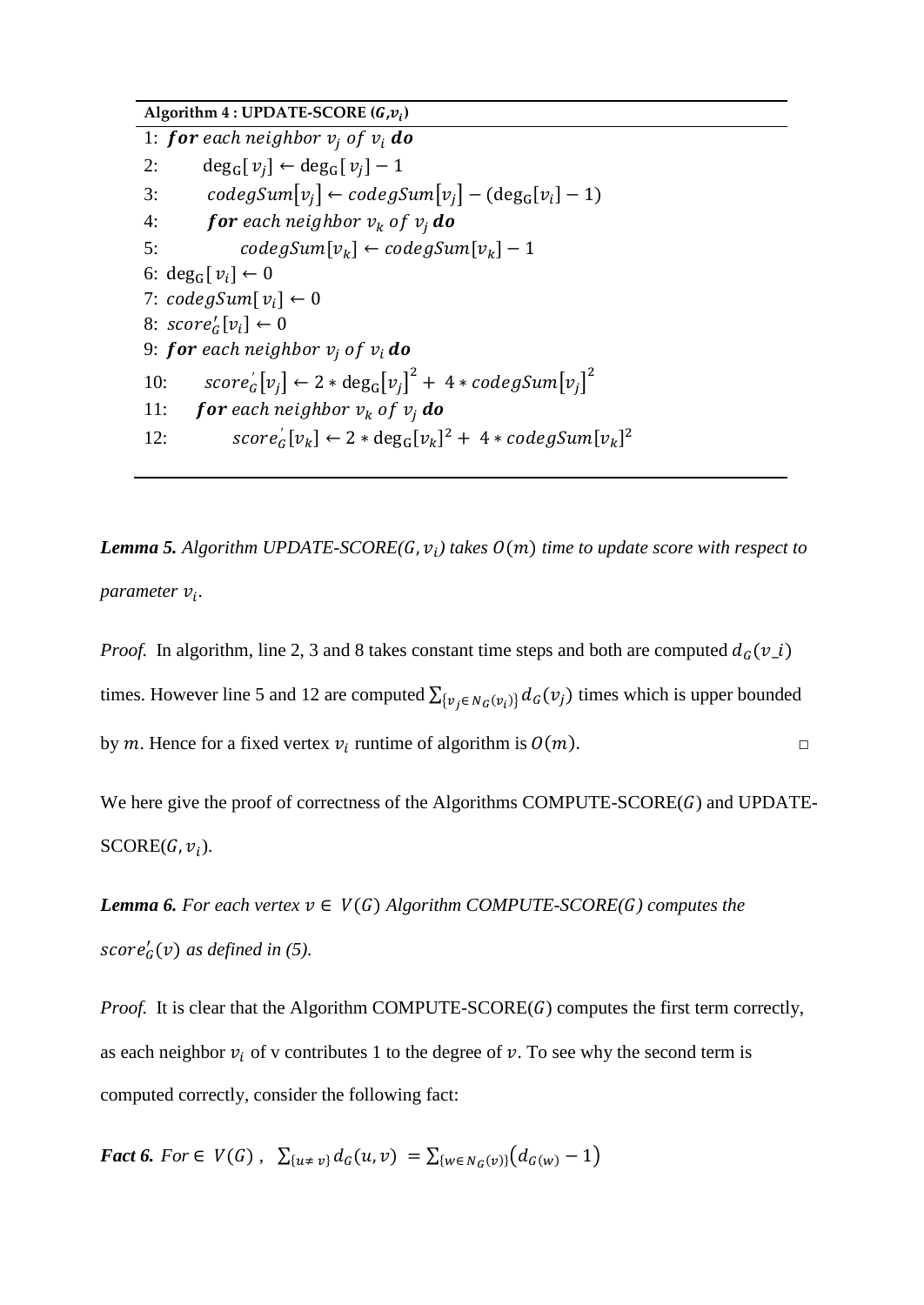**Algorithm 4 : UPDATE-SCORE ($G$,$v_i$)**

1: $\textbf{\textit{for}}$ *each neighbor* $v_j$ *of* $v_i$ $\textbf{\textit{do}}$
2: $\quad \deg_G[v_j] \leftarrow \deg_G[v_j] - 1$
3: $\quad codegSum[v_j] \leftarrow codegSum[v_j] - (\deg_G[v_i] - 1)$
4: $\quad$ $\textbf{\textit{for}}$ *each neighbor* $v_k$ *of* $v_j$ $\textbf{\textit{do}}$
5: $\quad\quad codegSum[v_k] \leftarrow codegSum[v_k] - 1$
6: $\deg_G[v_i] \leftarrow 0$
7: $codegSum[v_i] \leftarrow 0$
8: $score'_G[v_i] \leftarrow 0$
9: $\textbf{\textit{for}}$ *each neighbor* $v_j$ *of* $v_i$ $\textbf{\textit{do}}$
10: $\quad score'_G[v_j] \leftarrow 2 * \deg_G[v_j]^2 + 4 * codegSum[v_j]^2$
11: $\quad$ $\textbf{\textit{for}}$ *each neighbor* $v_k$ *of* $v_j$ $\textbf{\textit{do}}$
12: $\quad\quad score'_G[v_k] \leftarrow 2 * \deg_G[v_k]^2 + 4 * codegSum[v_k]^2$

***Lemma 5.*** *Algorithm UPDATE-SCORE($G, v_i$) takes $O(m)$ time to update score with respect to parameter $v_i$.*

*Proof.* In algorithm, line 2, 3 and 8 takes constant time steps and both are computed $d_G(v\_i)$ times. However line 5 and 12 are computed $\sum_{\{v_j \in N_G(v_i)\}} d_G(v_j)$ times which is upper bounded by $m$. Hence for a fixed vertex $v_i$ runtime of algorithm is $O(m)$. □

We here give the proof of correctness of the Algorithms COMPUTE-SCORE($G$) and UPDATE-SCORE($G, v_i$).

***Lemma 6.*** *For each vertex $v \in V(G)$ Algorithm COMPUTE-SCORE($G$) computes the $score'_G(v)$ as defined in (5).*

*Proof.* It is clear that the Algorithm COMPUTE-SCORE($G$) computes the first term correctly, as each neighbor $v_i$ of v contributes 1 to the degree of $v$. To see why the second term is computed correctly, consider the following fact:

***Fact 6.*** *For* $\in V(G)$ , $\sum_{\{u \neq v\}} d_G(u, v) = \sum_{\{w \in N_G(v)\}} (d_{G(w)} - 1)$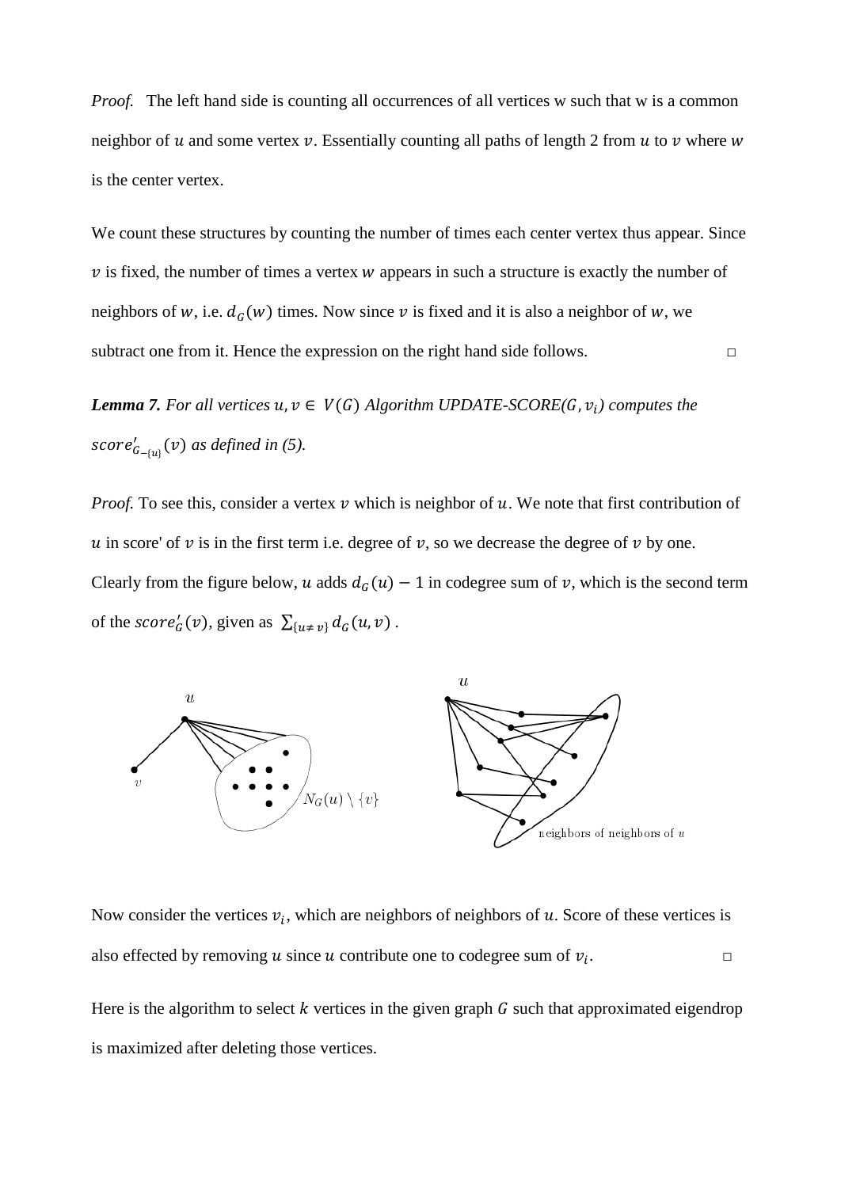*Proof.* The left hand side is counting all occurrences of all vertices w such that w is a common neighbor of $u$ and some vertex $v$. Essentially counting all paths of length 2 from $u$ to $v$ where $w$ is the center vertex.

We count these structures by counting the number of times each center vertex thus appear. Since $v$ is fixed, the number of times a vertex $w$ appears in such a structure is exactly the number of neighbors of $w$, i.e. $d_G(w)$ times. Now since $v$ is fixed and it is also a neighbor of $w$, we subtract one from it. Hence the expression on the right hand side follows. □

***Lemma 7.*** *For all vertices $u, v \in V(G)$ Algorithm UPDATE-SCORE($G, v_i$) computes the $score'_{G-\{u\}}(v)$ as defined in (5).*

*Proof.* To see this, consider a vertex $v$ which is neighbor of $u$. We note that first contribution of $u$ in score' of $v$ is in the first term i.e. degree of $v$, so we decrease the degree of $v$ by one. Clearly from the figure below, $u$ adds $d_G(u) - 1$ in codegree sum of $v$, which is the second term of the $score'_G(v)$, given as $\sum_{\{u \neq v\}} d_G(u, v)$ .

Now consider the vertices $v_i$, which are neighbors of neighbors of $u$. Score of these vertices is also effected by removing $u$ since $u$ contribute one to codegree sum of $v_i$. □

Here is the algorithm to select $k$ vertices in the given graph $G$ such that approximated eigendrop is maximized after deleting those vertices.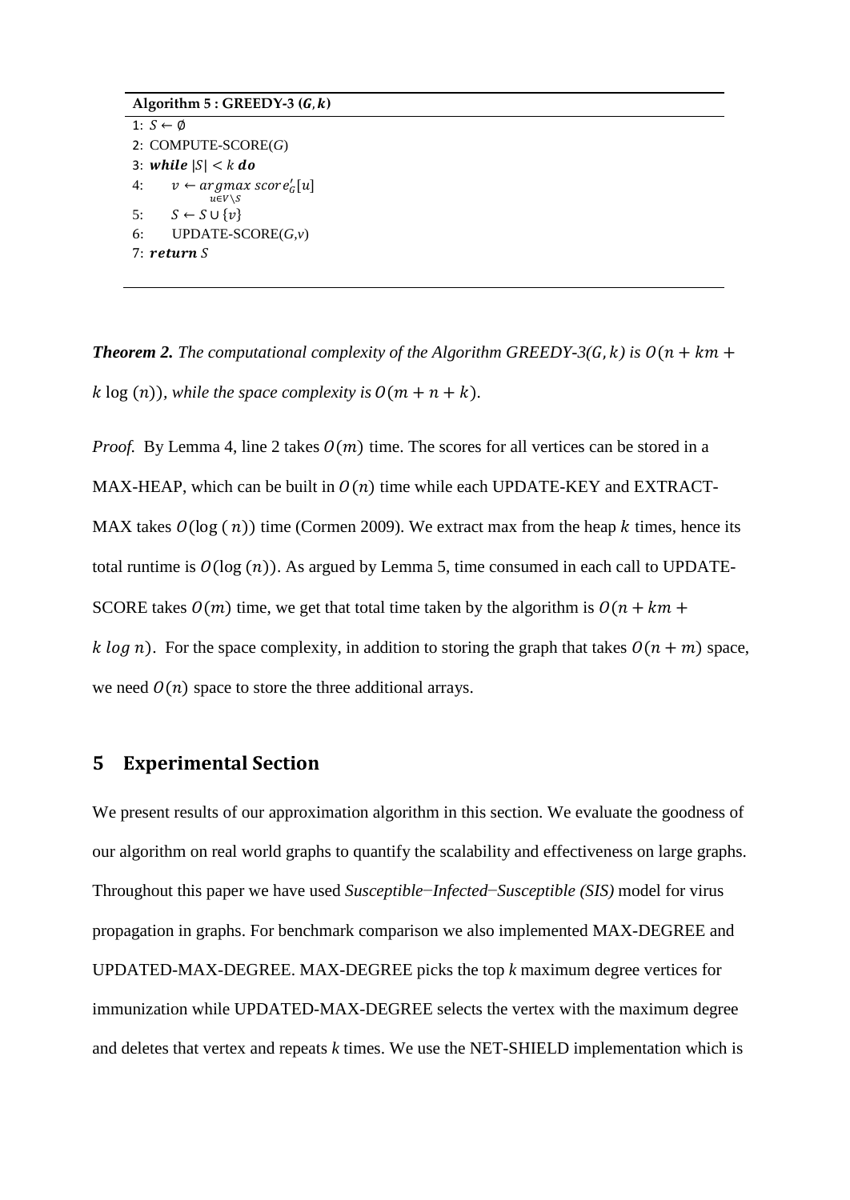**Algorithm 5 : GREEDY-3 $(G, k)$**

```
1: S ← ∅
2: COMPUTE-SCORE(G)
3: while |S| < k do
4:     v ← argmax_{u∈V\S} score'_G[u]
5:     S ← S ∪ {v}
6:     UPDATE-SCORE(G,v)
7: return S
```

***Theorem 2.*** *The computational complexity of the Algorithm GREEDY-3*$(G, k)$ *is* $O(n + km + k \log(n))$*, while the space complexity is* $O(m + n + k)$*.*

*Proof.* By Lemma 4, line 2 takes $O(m)$ time. The scores for all vertices can be stored in a MAX-HEAP, which can be built in $O(n)$ time while each UPDATE-KEY and EXTRACT-MAX takes $O(\log(n))$ time (Cormen 2009). We extract max from the heap $k$ times, hence its total runtime is $O(\log(n))$. As argued by Lemma 5, time consumed in each call to UPDATE-SCORE takes $O(m)$ time, we get that total time taken by the algorithm is $O(n + km + k \log n)$. For the space complexity, in addition to storing the graph that takes $O(n + m)$ space, we need $O(n)$ space to store the three additional arrays.

## 5 Experimental Section

We present results of our approximation algorithm in this section. We evaluate the goodness of our algorithm on real world graphs to quantify the scalability and effectiveness on large graphs. Throughout this paper we have used *Susceptible−Infected−Susceptible (SIS)* model for virus propagation in graphs. For benchmark comparison we also implemented MAX-DEGREE and UPDATED-MAX-DEGREE. MAX-DEGREE picks the top *k* maximum degree vertices for immunization while UPDATED-MAX-DEGREE selects the vertex with the maximum degree and deletes that vertex and repeats *k* times. We use the NET-SHIELD implementation which is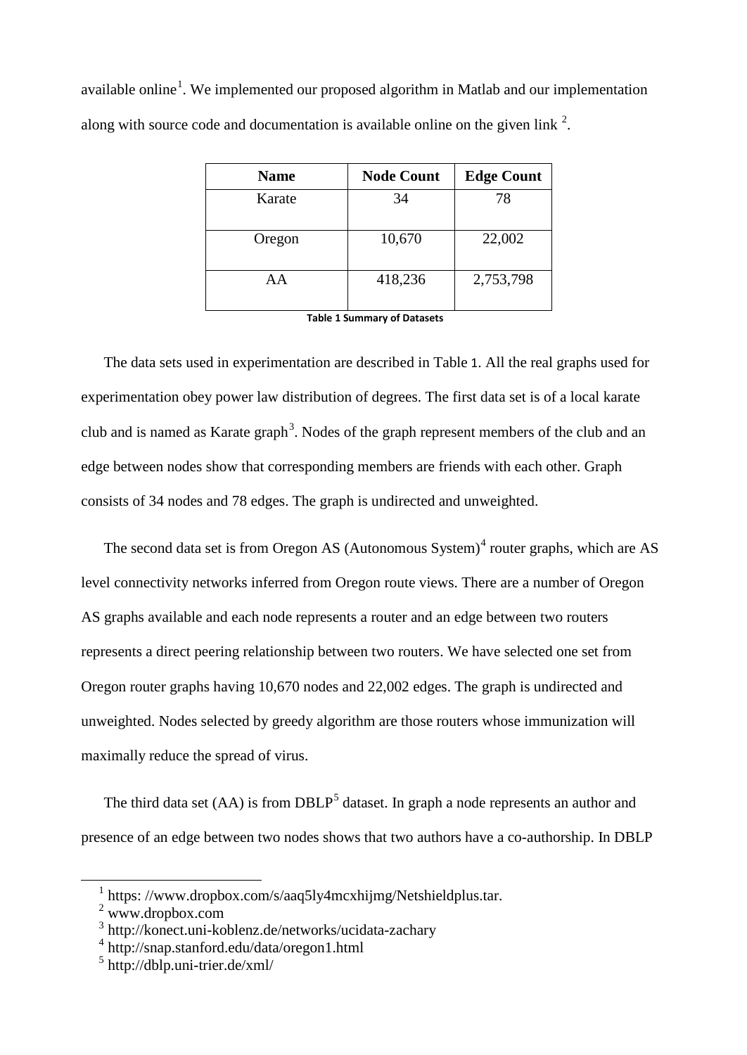available online[1]. We implemented our proposed algorithm in Matlab and our implementation along with source code and documentation is available online on the given link [2].

| Name | Node Count | Edge Count |
|---|---|---|
| Karate | 34 | 78 |
| Oregon | 10,670 | 22,002 |
| AA | 418,236 | 2,753,798 |

**Table 1 Summary of Datasets**

The data sets used in experimentation are described in Table 1. All the real graphs used for experimentation obey power law distribution of degrees. The first data set is of a local karate club and is named as Karate graph[3]. Nodes of the graph represent members of the club and an edge between nodes show that corresponding members are friends with each other. Graph consists of 34 nodes and 78 edges. The graph is undirected and unweighted.

The second data set is from Oregon AS (Autonomous System)[4] router graphs, which are AS level connectivity networks inferred from Oregon route views. There are a number of Oregon AS graphs available and each node represents a router and an edge between two routers represents a direct peering relationship between two routers. We have selected one set from Oregon router graphs having 10,670 nodes and 22,002 edges. The graph is undirected and unweighted. Nodes selected by greedy algorithm are those routers whose immunization will maximally reduce the spread of virus.

The third data set (AA) is from DBLP[5] dataset. In graph a node represents an author and presence of an edge between two nodes shows that two authors have a co-authorship. In DBLP

---

[1] https: //www.dropbox.com/s/aaq5ly4mcxhijmg/Netshieldplus.tar.
[2] www.dropbox.com
[3] http://konect.uni-koblenz.de/networks/ucidata-zachary
[4] http://snap.stanford.edu/data/oregon1.html
[5] http://dblp.uni-trier.de/xml/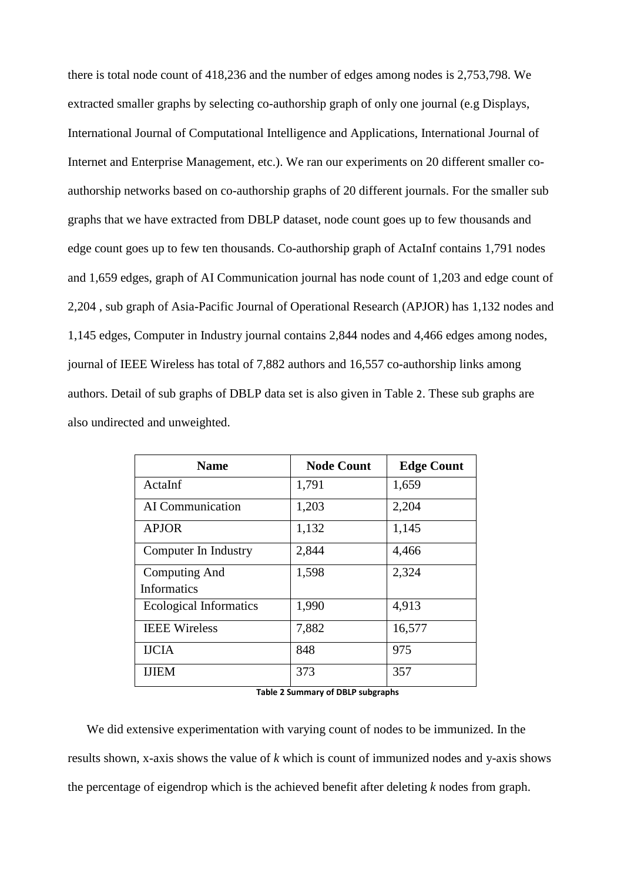there is total node count of 418,236 and the number of edges among nodes is 2,753,798. We extracted smaller graphs by selecting co-authorship graph of only one journal (e.g Displays, International Journal of Computational Intelligence and Applications, International Journal of Internet and Enterprise Management, etc.). We ran our experiments on 20 different smaller co-authorship networks based on co-authorship graphs of 20 different journals. For the smaller sub graphs that we have extracted from DBLP dataset, node count goes up to few thousands and edge count goes up to few ten thousands. Co-authorship graph of ActaInf contains 1,791 nodes and 1,659 edges, graph of AI Communication journal has node count of 1,203 and edge count of 2,204 , sub graph of Asia-Pacific Journal of Operational Research (APJOR) has 1,132 nodes and 1,145 edges, Computer in Industry journal contains 2,844 nodes and 4,466 edges among nodes, journal of IEEE Wireless has total of 7,882 authors and 16,557 co-authorship links among authors. Detail of sub graphs of DBLP data set is also given in Table 2. These sub graphs are also undirected and unweighted.

| Name | Node Count | Edge Count |
| --- | --- | --- |
| ActaInf | 1,791 | 1,659 |
| AI Communication | 1,203 | 2,204 |
| APJOR | 1,132 | 1,145 |
| Computer In Industry | 2,844 | 4,466 |
| Computing And Informatics | 1,598 | 2,324 |
| Ecological Informatics | 1,990 | 4,913 |
| IEEE Wireless | 7,882 | 16,577 |
| IJCIA | 848 | 975 |
| IJIEM | 373 | 357 |

**Table 2 Summary of DBLP subgraphs**

We did extensive experimentation with varying count of nodes to be immunized. In the results shown, x-axis shows the value of *k* which is count of immunized nodes and y-axis shows the percentage of eigendrop which is the achieved benefit after deleting *k* nodes from graph.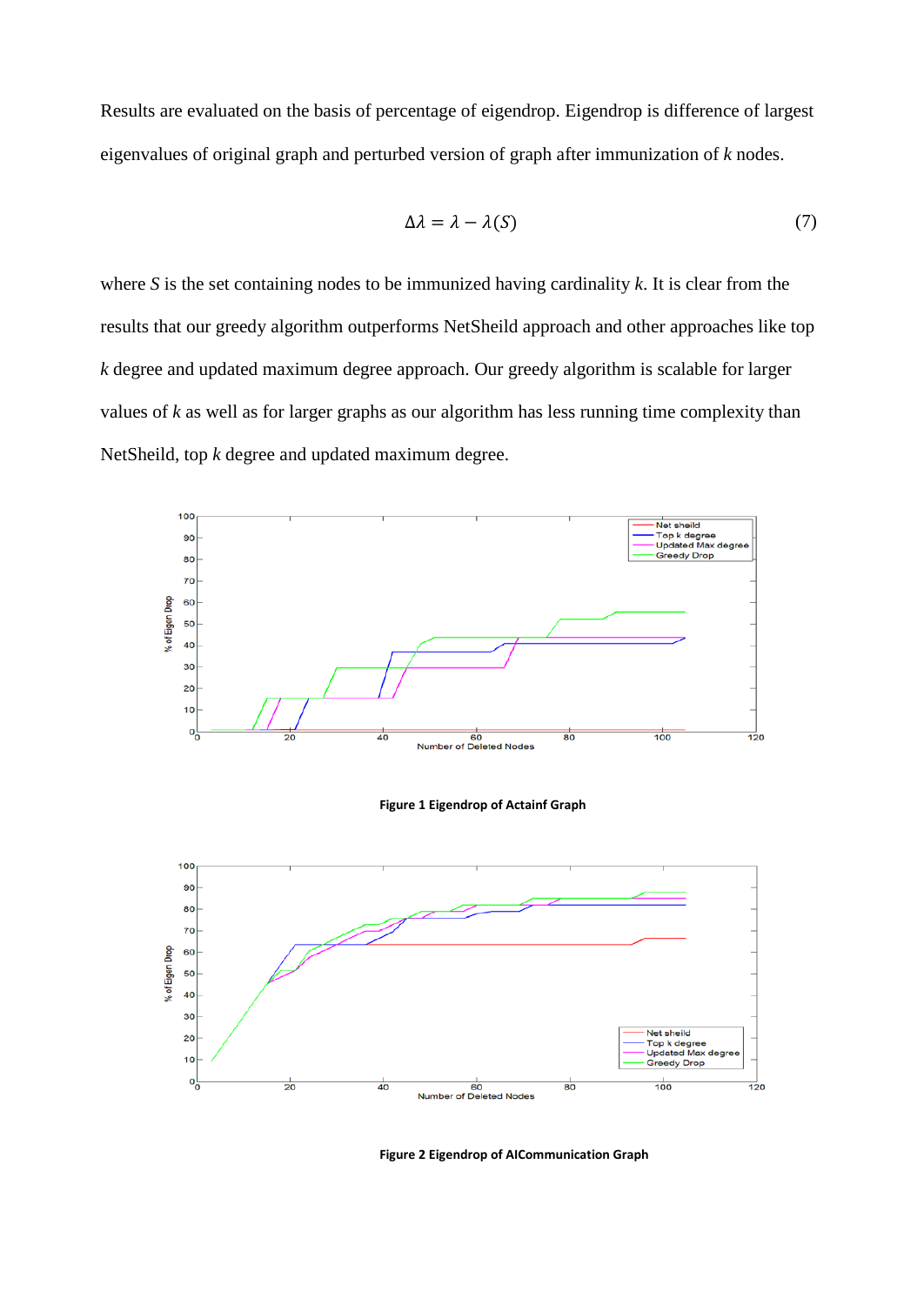Results are evaluated on the basis of percentage of eigendrop. Eigendrop is difference of largest eigenvalues of original graph and perturbed version of graph after immunization of *k* nodes.

$$\Delta\lambda = \lambda - \lambda(S) \tag{7}$$

where *S* is the set containing nodes to be immunized having cardinality *k*. It is clear from the results that our greedy algorithm outperforms NetSheild approach and other approaches like top *k* degree and updated maximum degree approach. Our greedy algorithm is scalable for larger values of *k* as well as for larger graphs as our algorithm has less running time complexity than NetSheild, top *k* degree and updated maximum degree.

**Figure 1 Eigendrop of Actainf Graph**

**Figure 2 Eigendrop of AICommunication Graph**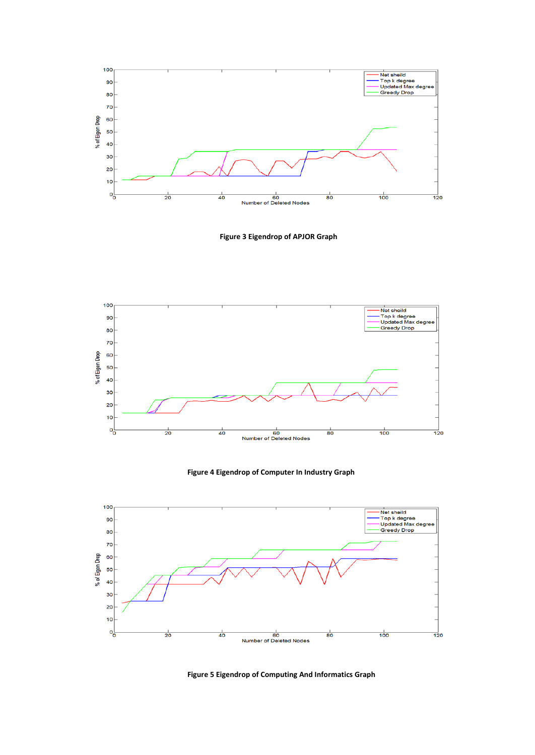Figure 3 Eigendrop of APJOR Graph

Figure 4 Eigendrop of Computer In Industry Graph

Figure 5 Eigendrop of Computing And Informatics Graph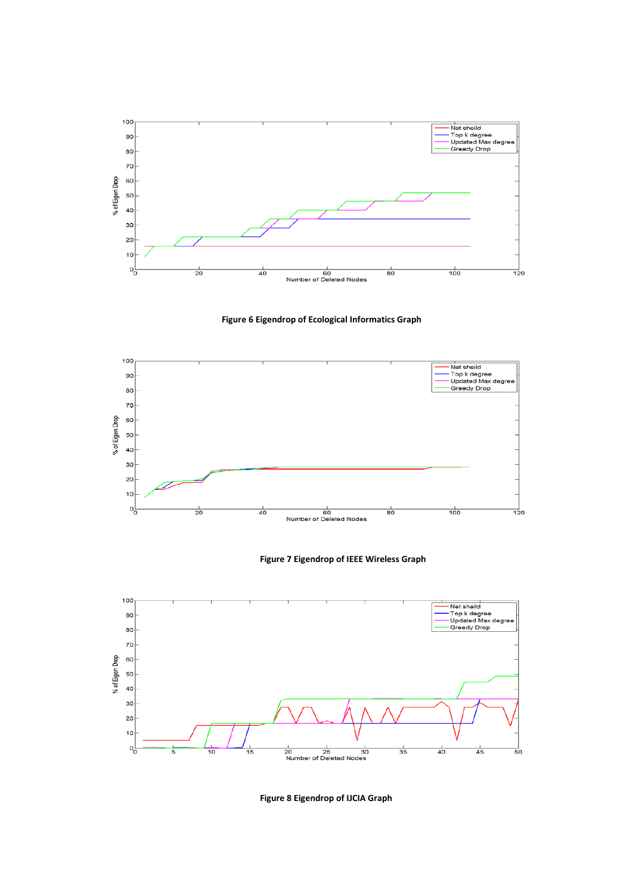**Figure 6 Eigendrop of Ecological Informatics Graph**

**Figure 7 Eigendrop of IEEE Wireless Graph**

**Figure 8 Eigendrop of IJCIA Graph**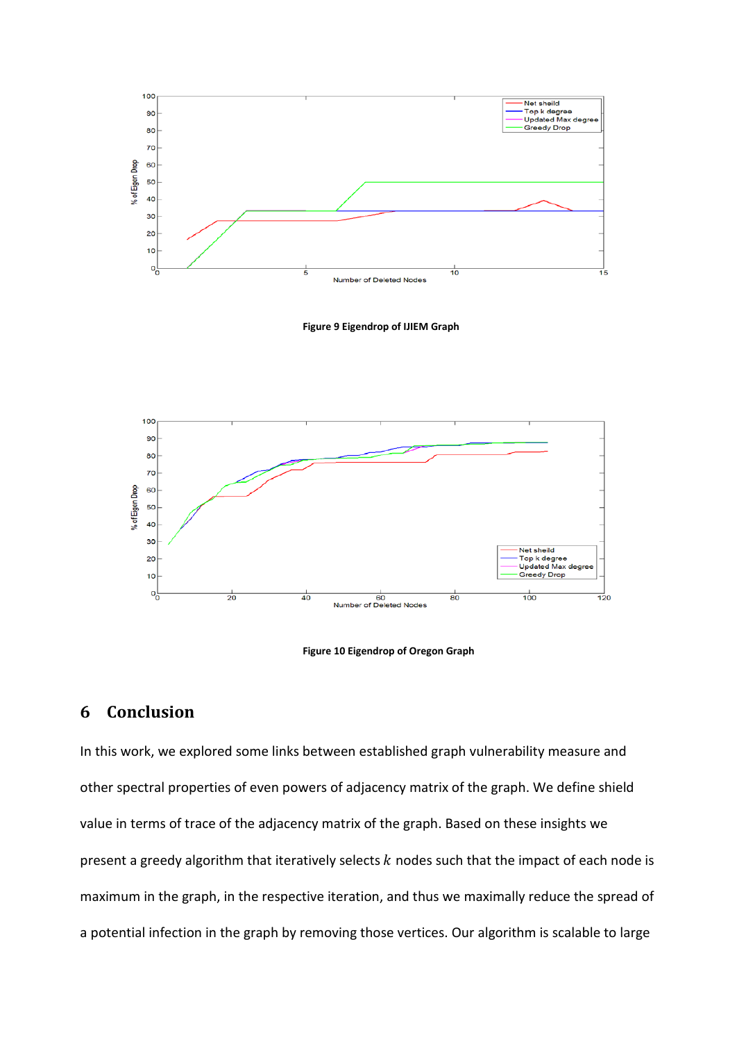Figure 9 Eigendrop of IJIEM Graph

Figure 10 Eigendrop of Oregon Graph

## 6 Conclusion

In this work, we explored some links between established graph vulnerability measure and other spectral properties of even powers of adjacency matrix of the graph. We define shield value in terms of trace of the adjacency matrix of the graph. Based on these insights we present a greedy algorithm that iteratively selects $k$ nodes such that the impact of each node is maximum in the graph, in the respective iteration, and thus we maximally reduce the spread of a potential infection in the graph by removing those vertices. Our algorithm is scalable to large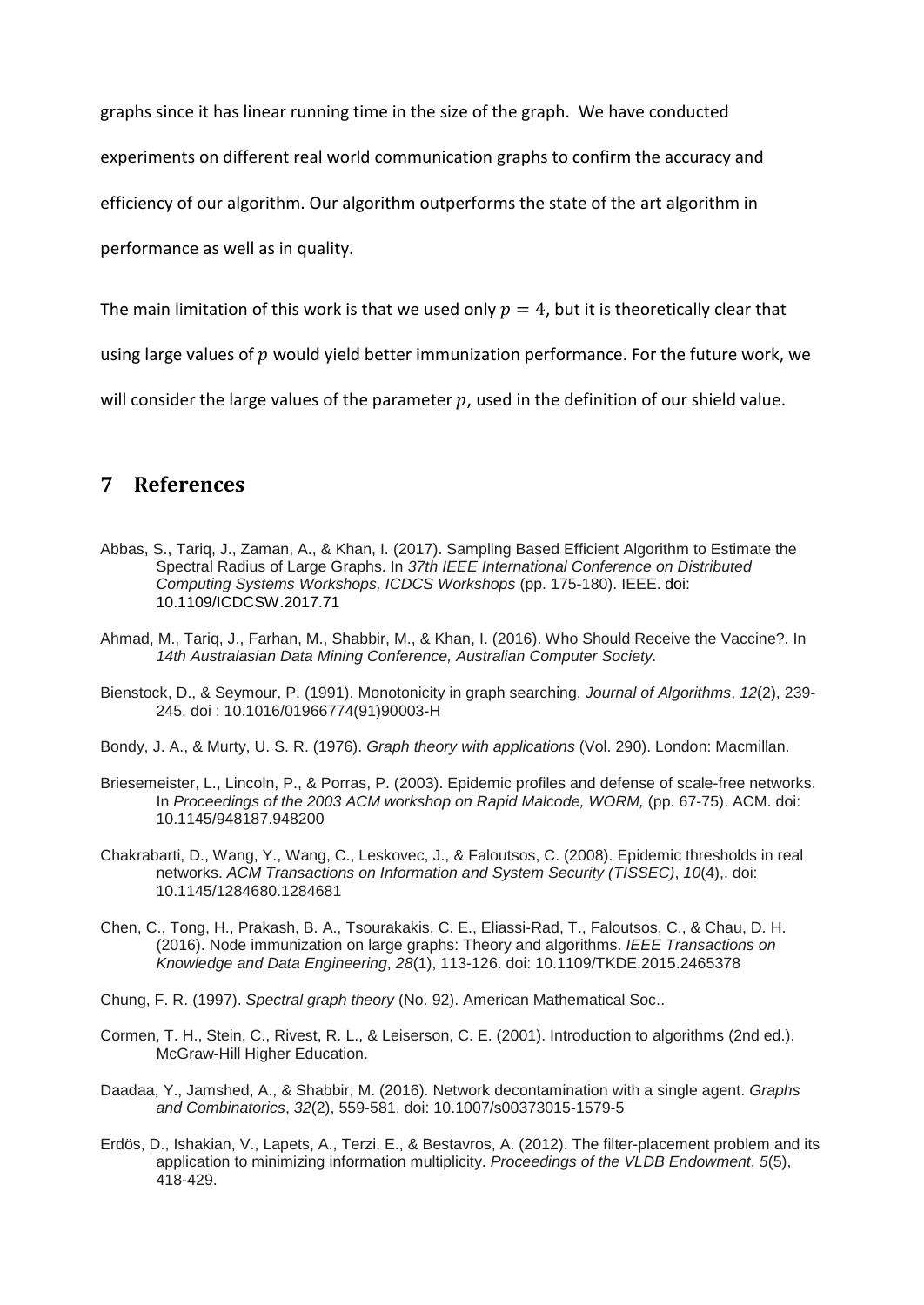graphs since it has linear running time in the size of the graph. We have conducted experiments on different real world communication graphs to confirm the accuracy and efficiency of our algorithm. Our algorithm outperforms the state of the art algorithm in performance as well as in quality.

The main limitation of this work is that we used only $p = 4$, but it is theoretically clear that using large values of $p$ would yield better immunization performance. For the future work, we will consider the large values of the parameter $p$, used in the definition of our shield value.

# 7 References

Abbas, S., Tariq, J., Zaman, A., & Khan, I. (2017). Sampling Based Efficient Algorithm to Estimate the Spectral Radius of Large Graphs. In *37th IEEE International Conference on Distributed Computing Systems Workshops, ICDCS Workshops* (pp. 175-180). IEEE. doi: 10.1109/ICDCSW.2017.71

Ahmad, M., Tariq, J., Farhan, M., Shabbir, M., & Khan, I. (2016). Who Should Receive the Vaccine?. In *14th Australasian Data Mining Conference, Australian Computer Society.*

Bienstock, D., & Seymour, P. (1991). Monotonicity in graph searching. *Journal of Algorithms*, *12*(2), 239-245. doi : 10.1016/01966774(91)90003-H

Bondy, J. A., & Murty, U. S. R. (1976). *Graph theory with applications* (Vol. 290). London: Macmillan.

Briesemeister, L., Lincoln, P., & Porras, P. (2003). Epidemic profiles and defense of scale-free networks. In *Proceedings of the 2003 ACM workshop on Rapid Malcode, WORM,* (pp. 67-75). ACM. doi: 10.1145/948187.948200

Chakrabarti, D., Wang, Y., Wang, C., Leskovec, J., & Faloutsos, C. (2008). Epidemic thresholds in real networks. *ACM Transactions on Information and System Security (TISSEC)*, *10*(4),. doi: 10.1145/1284680.1284681

Chen, C., Tong, H., Prakash, B. A., Tsourakakis, C. E., Eliassi-Rad, T., Faloutsos, C., & Chau, D. H. (2016). Node immunization on large graphs: Theory and algorithms. *IEEE Transactions on Knowledge and Data Engineering*, *28*(1), 113-126. doi: 10.1109/TKDE.2015.2465378

Chung, F. R. (1997). *Spectral graph theory* (No. 92). American Mathematical Soc..

Cormen, T. H., Stein, C., Rivest, R. L., & Leiserson, C. E. (2001). Introduction to algorithms (2nd ed.). McGraw-Hill Higher Education.

Daadaa, Y., Jamshed, A., & Shabbir, M. (2016). Network decontamination with a single agent. *Graphs and Combinatorics*, *32*(2), 559-581. doi: 10.1007/s00373015-1579-5

Erdös, D., Ishakian, V., Lapets, A., Terzi, E., & Bestavros, A. (2012). The filter-placement problem and its application to minimizing information multiplicity. *Proceedings of the VLDB Endowment*, *5*(5), 418-429.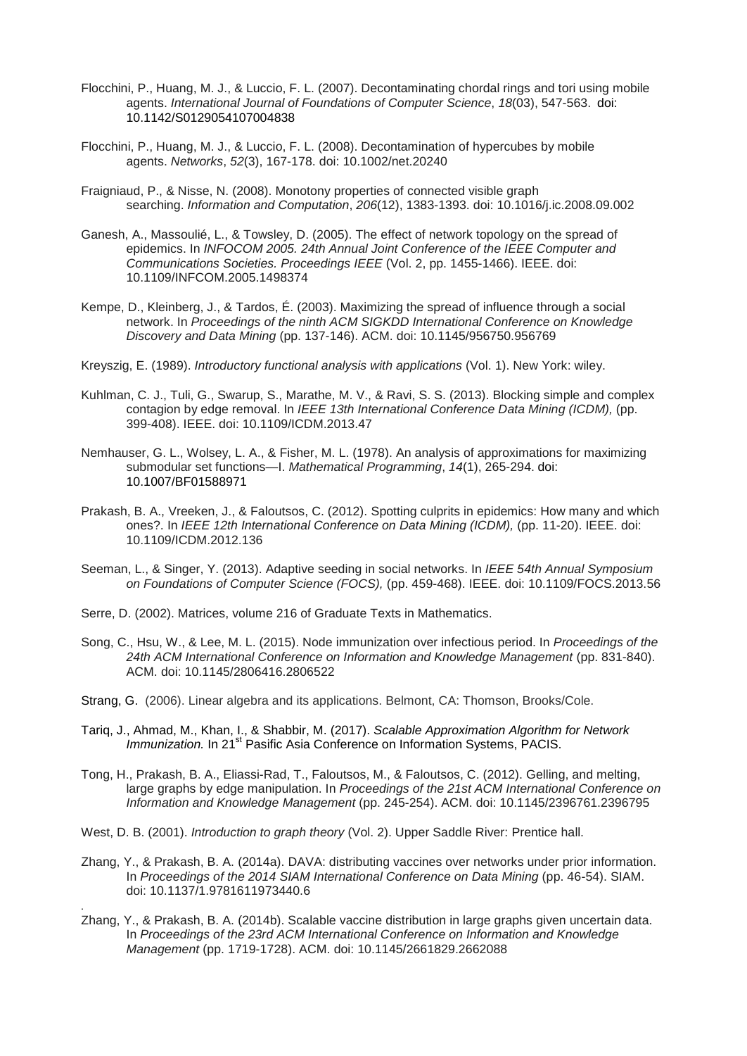Flocchini, P., Huang, M. J., & Luccio, F. L. (2007). Decontaminating chordal rings and tori using mobile agents. *International Journal of Foundations of Computer Science*, *18*(03), 547-563. doi: 10.1142/S0129054107004838

Flocchini, P., Huang, M. J., & Luccio, F. L. (2008). Decontamination of hypercubes by mobile agents. *Networks*, *52*(3), 167-178. doi: 10.1002/net.20240

Fraigniaud, P., & Nisse, N. (2008). Monotony properties of connected visible graph searching. *Information and Computation*, *206*(12), 1383-1393. doi: 10.1016/j.ic.2008.09.002

Ganesh, A., Massoulié, L., & Towsley, D. (2005). The effect of network topology on the spread of epidemics. In *INFOCOM 2005. 24th Annual Joint Conference of the IEEE Computer and Communications Societies. Proceedings IEEE* (Vol. 2, pp. 1455-1466). IEEE. doi: 10.1109/INFCOM.2005.1498374

Kempe, D., Kleinberg, J., & Tardos, É. (2003). Maximizing the spread of influence through a social network. In *Proceedings of the ninth ACM SIGKDD International Conference on Knowledge Discovery and Data Mining* (pp. 137-146). ACM. doi: 10.1145/956750.956769

Kreyszig, E. (1989). *Introductory functional analysis with applications* (Vol. 1). New York: wiley.

Kuhlman, C. J., Tuli, G., Swarup, S., Marathe, M. V., & Ravi, S. S. (2013). Blocking simple and complex contagion by edge removal. In *IEEE 13th International Conference Data Mining (ICDM),* (pp. 399-408). IEEE. doi: 10.1109/ICDM.2013.47

Nemhauser, G. L., Wolsey, L. A., & Fisher, M. L. (1978). An analysis of approximations for maximizing submodular set functions—I. *Mathematical Programming*, *14*(1), 265-294. doi: 10.1007/BF01588971

Prakash, B. A., Vreeken, J., & Faloutsos, C. (2012). Spotting culprits in epidemics: How many and which ones?. In *IEEE 12th International Conference on Data Mining (ICDM),* (pp. 11-20). IEEE. doi: 10.1109/ICDM.2012.136

Seeman, L., & Singer, Y. (2013). Adaptive seeding in social networks. In *IEEE 54th Annual Symposium on Foundations of Computer Science (FOCS),* (pp. 459-468). IEEE. doi: 10.1109/FOCS.2013.56

Serre, D. (2002). Matrices, volume 216 of Graduate Texts in Mathematics.

Song, C., Hsu, W., & Lee, M. L. (2015). Node immunization over infectious period. In *Proceedings of the 24th ACM International Conference on Information and Knowledge Management* (pp. 831-840). ACM. doi: 10.1145/2806416.2806522

Strang, G. (2006). Linear algebra and its applications. Belmont, CA: Thomson, Brooks/Cole.

Tariq, J., Ahmad, M., Khan, I., & Shabbir, M. (2017). *Scalable Approximation Algorithm for Network Immunization.* In 21st Pasific Asia Conference on Information Systems, PACIS.

Tong, H., Prakash, B. A., Eliassi-Rad, T., Faloutsos, M., & Faloutsos, C. (2012). Gelling, and melting, large graphs by edge manipulation. In *Proceedings of the 21st ACM International Conference on Information and Knowledge Management* (pp. 245-254). ACM. doi: 10.1145/2396761.2396795

West, D. B. (2001). *Introduction to graph theory* (Vol. 2). Upper Saddle River: Prentice hall.

Zhang, Y., & Prakash, B. A. (2014a). DAVA: distributing vaccines over networks under prior information. In *Proceedings of the 2014 SIAM International Conference on Data Mining* (pp. 46-54). SIAM. doi: 10.1137/1.9781611973440.6

Zhang, Y., & Prakash, B. A. (2014b). Scalable vaccine distribution in large graphs given uncertain data. In *Proceedings of the 23rd ACM International Conference on Information and Knowledge Management* (pp. 1719-1728). ACM. doi: 10.1145/2661829.2662088